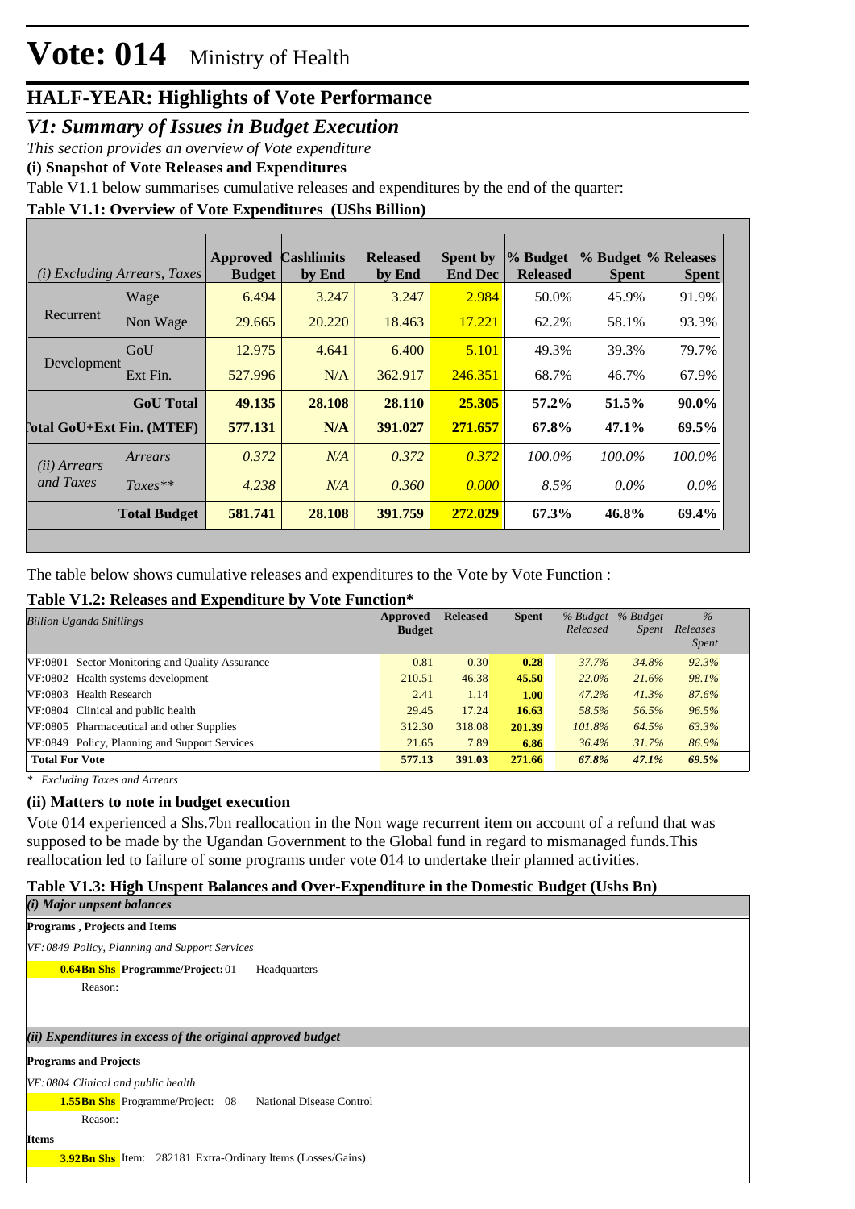# Vote: 014 Ministry of Health

## HALF-YEAR: Highlights of Vote Performance

### *V1: Summary of Issues in Budget Execution*

*This section provides an overview of Vote expenditure*

**(i) Snapshot of Vote Releases and Expenditures**

Table V1.1 below summarises cumulative releases and expenditures by the end of the quarter:

**Table V1.1: Overview of Vote Expenditures (UShs Billion)**

| *(i) Excluding Arrears, Taxes* | | Approved Budget | Cashlimits by End | Released by End | Spent by End Dec | % Budget Released | % Budget Spent | % Releases Spent |
|---|---|---|---|---|---|---|---|---|
| Recurrent | Wage | 6.494 | 3.247 | 3.247 | 2.984 | 50.0% | 45.9% | 91.9% |
| | Non Wage | 29.665 | 20.220 | 18.463 | 17.221 | 62.2% | 58.1% | 93.3% |
| Development | GoU | 12.975 | 4.641 | 6.400 | 5.101 | 49.3% | 39.3% | 79.7% |
| | Ext Fin. | 527.996 | N/A | 362.917 | 246.351 | 68.7% | 46.7% | 67.9% |
| | **GoU Total** | **49.135** | **28.108** | **28.110** | **25.305** | **57.2%** | **51.5%** | **90.0%** |
| **Total GoU+Ext Fin. (MTEF)** | | **577.131** | **N/A** | **391.027** | **271.657** | **67.8%** | **47.1%** | **69.5%** |
| *(ii) Arrears and Taxes* | *Arrears* | *0.372* | *N/A* | *0.372* | *0.372* | *100.0%* | *100.0%* | *100.0%* |
| | *Taxes*** | *4.238* | *N/A* | *0.360* | *0.000* | *8.5%* | *0.0%* | *0.0%* |
| | **Total Budget** | **581.741** | **28.108** | **391.759** | **272.029** | **67.3%** | **46.8%** | **69.4%** |

The table below shows cumulative releases and expenditures to the Vote by Vote Function :

**Table V1.2: Releases and Expenditure by Vote Function***

| *Billion Uganda Shillings* | Approved Budget | Released | Spent | *% Budget Released* | *% Budget Spent* | *% Releases Spent* |
|---|---|---|---|---|---|---|
| VF:0801 Sector Monitoring and Quality Assurance | 0.81 | 0.30 | 0.28 | *37.7%* | *34.8%* | *92.3%* |
| VF:0802 Health systems development | 210.51 | 46.38 | 45.50 | *22.0%* | *21.6%* | *98.1%* |
| VF:0803 Health Research | 2.41 | 1.14 | 1.00 | *47.2%* | *41.3%* | *87.6%* |
| VF:0804 Clinical and public health | 29.45 | 17.24 | 16.63 | *58.5%* | *56.5%* | *96.5%* |
| VF:0805 Pharmaceutical and other Supplies | 312.30 | 318.08 | 201.39 | *101.8%* | *64.5%* | *63.3%* |
| VF:0849 Policy, Planning and Support Services | 21.65 | 7.89 | 6.86 | *36.4%* | *31.7%* | *86.9%* |
| **Total For Vote** | **577.13** | **391.03** | **271.66** | ***67.8%*** | ***47.1%*** | ***69.5%*** |

*\* Excluding Taxes and Arrears*

**(ii) Matters to note in budget execution**

Vote 014 experienced a Shs.7bn reallocation in the Non wage recurrent item on account of a refund that was supposed to be made by the Ugandan Government to the Global fund in regard to mismanaged funds.This reallocation led to failure of some programs under vote 014 to undertake their planned activities.

**Table V1.3: High Unspent Balances and Over-Expenditure in the Domestic Budget (Ushs Bn)**

***(i) Major unspent balances***

**Programs , Projects and Items**

*VF: 0849 Policy, Planning and Support Services*

**0.64Bn Shs** **Programme/Project:** 01 Headquarters

Reason:

***(ii) Expenditures in excess of the original approved budget***

**Programs and Projects**

*VF: 0804 Clinical and public health*

**1.55Bn Shs** Programme/Project: 08 National Disease Control

Reason:

**Items**

**3.92Bn Shs** Item: 282181 Extra-Ordinary Items (Losses/Gains)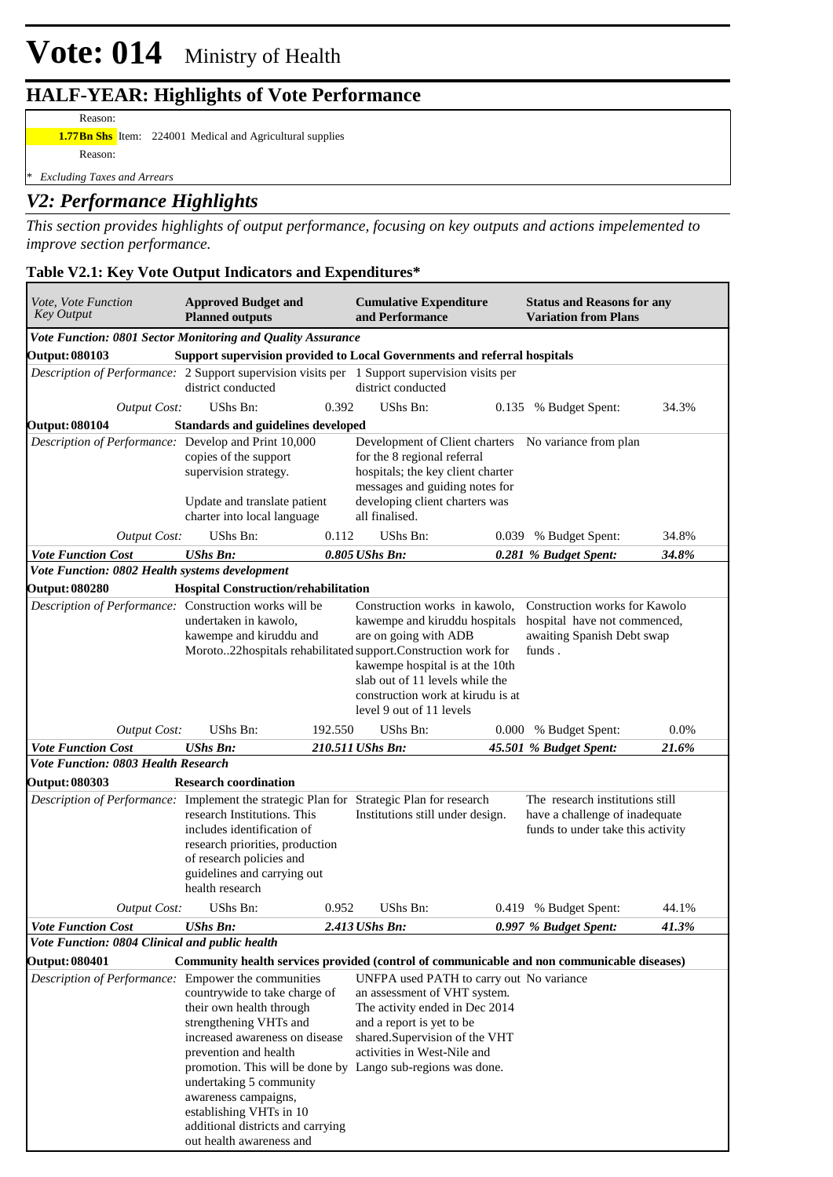# Vote: 014 Ministry of Health

## HALF-YEAR: Highlights of Vote Performance

Reason:

**1.77Bn Shs** Item: 224001 Medical and Agricultural supplies

Reason:

*\* Excluding Taxes and Arrears*

## *V2: Performance Highlights*

*This section provides highlights of output performance, focusing on key outputs and actions impelemented to improve section performance.*

### Table V2.1: Key Vote Output Indicators and Expenditures*

| *Vote, Vote Function Key Output* | **Approved Budget and Planned outputs** | | **Cumulative Expenditure and Performance** | | **Status and Reasons for any Variation from Plans** | |
|---|---|---|---|---|---|---|
| ***Vote Function: 0801 Sector Monitoring and Quality Assurance*** | | | | | | |
| **Output: 080103** | **Support supervision provided to Local Governments and referral hospitals** | | | | | |
| *Description of Performance:* | 2 Support supervision visits per district conducted | | 1 Support supervision visits per district conducted | | | |
| *Output Cost:* | UShs Bn: | 0.392 | UShs Bn: | 0.135 | % Budget Spent: | 34.3% |
| **Output: 080104** | **Standards and guidelines developed** | | | | | |
| *Description of Performance:* | Develop and Print 10,000 copies of the support supervision strategy. Update and translate patient charter into local language | | Development of Client charters for the 8 regional referral hospitals; the key client charter messages and guiding notes for developing client charters was all finalised. | | No variance from plan | |
| *Output Cost:* | UShs Bn: | 0.112 | UShs Bn: | 0.039 | % Budget Spent: | 34.8% |
| ***Vote Function Cost*** | ***UShs Bn:*** | ***0.805*** | ***UShs Bn:*** | ***0.281*** | ***% Budget Spent:*** | ***34.8%*** |
| ***Vote Function: 0802 Health systems development*** | | | | | | |
| **Output: 080280** | **Hospital Construction/rehabilitation** | | | | | |
| *Description of Performance:* | Construction works will be undertaken in kawolo, kawempe and kiruddu and Moroto..22hospitals rehabilitated | | Construction works in kawolo, kawempe and kiruddu hospitals are on going with ADB support.Construction work for kawempe hospital is at the 10th slab out of 11 levels while the construction work at kirudu is at level 9 out of 11 levels | | Construction works for Kawolo hospital have not commenced, awaiting Spanish Debt swap funds . | |
| *Output Cost:* | UShs Bn: | 192.550 | UShs Bn: | 0.000 | % Budget Spent: | 0.0% |
| ***Vote Function Cost*** | ***UShs Bn:*** | ***210.511*** | ***UShs Bn:*** | ***45.501*** | ***% Budget Spent:*** | ***21.6%*** |
| ***Vote Function: 0803 Health Research*** | | | | | | |
| **Output: 080303** | **Research coordination** | | | | | |
| *Description of Performance:* | Implement the strategic Plan for research Institutions. This includes identification of research priorities, production of research policies and guidelines and carrying out health research | | Strategic Plan for research Institutions still under design. | | The research institutions still have a challenge of inadequate funds to under take this activity | |
| *Output Cost:* | UShs Bn: | 0.952 | UShs Bn: | 0.419 | % Budget Spent: | 44.1% |
| ***Vote Function Cost*** | ***UShs Bn:*** | ***2.413*** | ***UShs Bn:*** | ***0.997*** | ***% Budget Spent:*** | ***41.3%*** |
| ***Vote Function: 0804 Clinical and public health*** | | | | | | |
| **Output: 080401** | **Community health services provided (control of communicable and non communicable diseases)** | | | | | |
| *Description of Performance:* | Empower the communities countrywide to take charge of their own health through strengthening VHTs and increased awareness on disease prevention and health promotion. This will be done by undertaking 5 community awareness campaigns, establishing VHTs in 10 additional districts and carrying out health awareness and | | UNFPA used PATH to carry out an assessment of VHT system. The activity ended in Dec 2014 and a report is yet to be shared.Supervision of the VHT activities in West-Nile and Lango sub-regions was done. | | No variance | |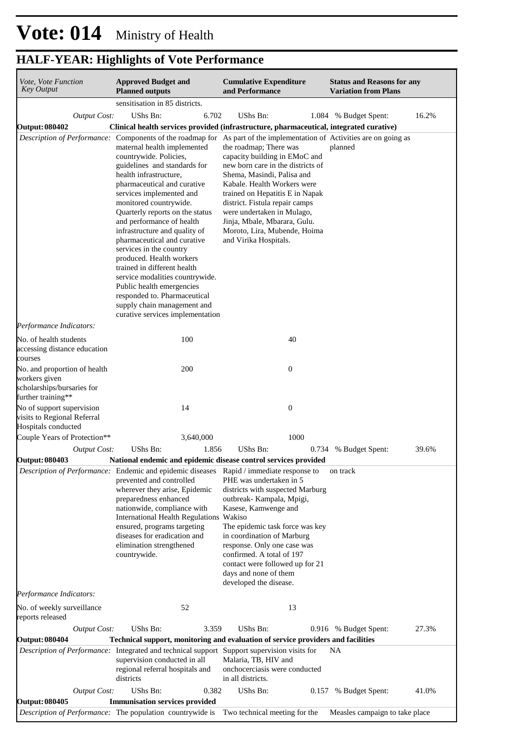# Vote: 014 Ministry of Health

## HALF-YEAR: Highlights of Vote Performance

| *Vote, Vote Function Key Output* | **Approved Budget and Planned outputs** | **Cumulative Expenditure and Performance** | **Status and Reasons for any Variation from Plans** |
|---|---|---|---|
| | sensitisation in 85 districts. | | |
| *Output Cost:* | UShs Bn: 6.702 | UShs Bn: 1.084 | % Budget Spent: 16.2% |
| **Output: 080402** | **Clinical health services provided (infrastructure, pharmaceutical, integrated curative)** | | |
| *Description of Performance:* | Components of the roadmap for maternal health implemented countrywide. Policies, guidelines and standards for health infrastructure, pharmaceutical and curative services implemented and monitored countrywide. Quarterly reports on the status and performance of health infrastructure and quality of pharmaceutical and curative services in the country produced. Health workers trained in different health service modalities countrywide. Public health emergencies responded to. Pharmaceutical supply chain management and curative services implementation | As part of the implementation of the roadmap; There was capacity building in EMoC and new born care in the districts of Shema, Masindi, Palisa and Kabale. Health Workers were trained on Hepatitis E in Napak district. Fistula repair camps were undertaken in Mulago, Jinja, Mbale, Mbarara, Gulu. Moroto, Lira, Mubende, Hoima and Virika Hospitals. | Activities are on going as planned |
| *Performance Indicators:* | | | |
| No. of health students accessing distance education courses | 100 | 40 | |
| No. and proportion of health workers given scholarships/bursaries for further training** | 200 | 0 | |
| No of support supervision visits to Regional Referral Hospitals conducted | 14 | 0 | |
| Couple Years of Protection** | 3,640,000 | 1000 | |
| *Output Cost:* | UShs Bn: 1.856 | UShs Bn: 0.734 | % Budget Spent: 39.6% |
| **Output: 080403** | **National endemic and epidemic disease control services provided** | | |
| *Description of Performance:* | Endemic and epidemic diseases prevented and controlled wherever they arise, Epidemic preparedness enhanced nationwide, compliance with International Health Regulations ensured, programs targeting diseases for eradication and elimination strengthened countrywide. | Rapid / immediate response to PHE was undertaken in 5 districts with suspected Marburg outbreak- Kampala, Mpigi, Kasese, Kamwenge and Wakiso<br>The epidemic task force was key in coordination of Marburg response. Only one case was confirmed. A total of 197 contact were followed up for 21 days and none of them developed the disease. | on track |
| *Performance Indicators:* | | | |
| No. of weekly surveillance reports released | 52 | 13 | |
| *Output Cost:* | UShs Bn: 3.359 | UShs Bn: 0.916 | % Budget Spent: 27.3% |
| **Output: 080404** | **Technical support, monitoring and evaluation of service providers and facilities** | | |
| *Description of Performance:* | Integrated and technical support supervision conducted in all regional referral hospitals and districts | Support supervision visits for Malaria, TB, HIV and onchocerciasis were conducted in all districts. | NA |
| *Output Cost:* | UShs Bn: 0.382 | UShs Bn: 0.157 | % Budget Spent: 41.0% |
| **Output: 080405** | **Immunisation services provided** | | |
| *Description of Performance:* | The population countrywide is | Two technical meeting for the | Measles campaign to take place |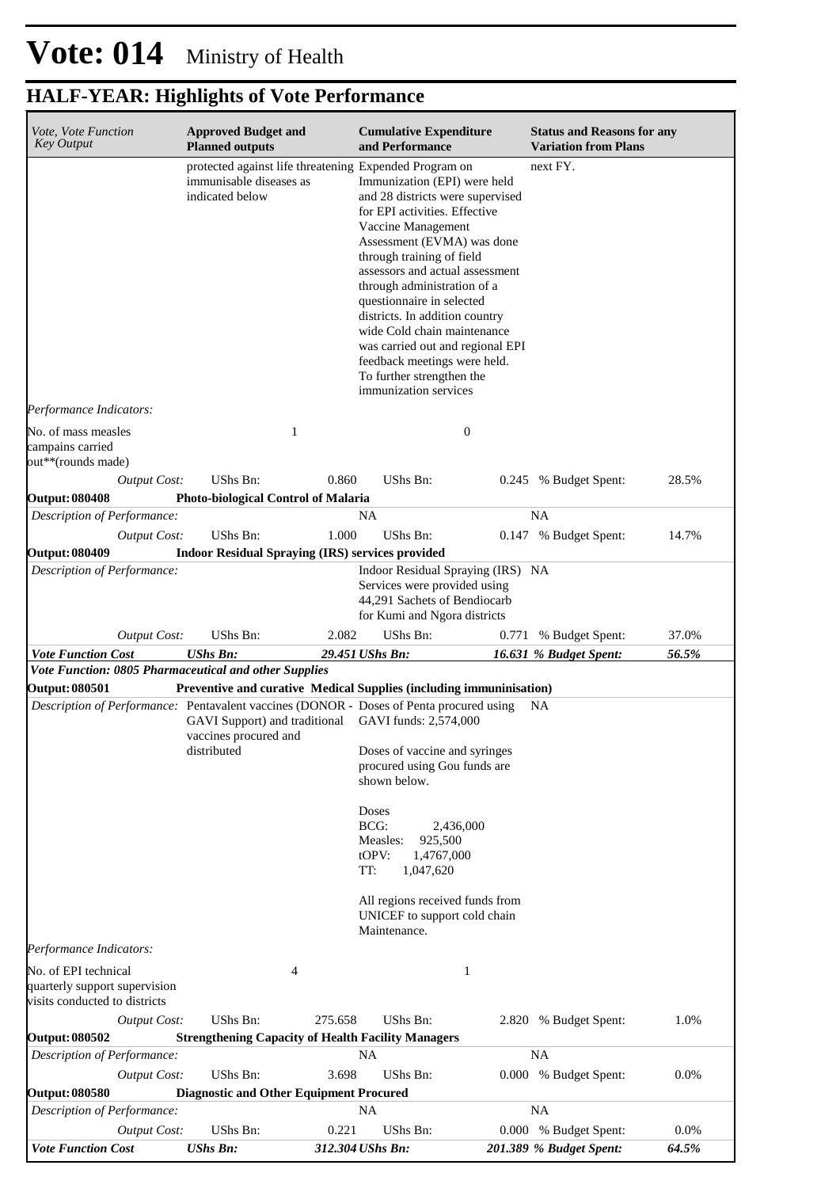# Vote: 014 Ministry of Health

## HALF-YEAR: Highlights of Vote Performance

| *Vote, Vote Function Key Output* | **Approved Budget and Planned outputs** | | **Cumulative Expenditure and Performance** | | **Status and Reasons for any Variation from Plans** | |
|---|---|---|---|---|---|---|
| | protected against life threatening immunisable diseases as indicated below | | Expended Program on Immunization (EPI) were held and 28 districts were supervised for EPI activities. Effective Vaccine Management Assessment (EVMA) was done through training of field assessors and actual assessment through administration of a questionnaire in selected districts. In addition country wide Cold chain maintenance was carried out and regional EPI feedback meetings were held. To further strengthen the immunization services | | next FY. | |
| *Performance Indicators:* | | | | | | |
| No. of mass measles campains carried out**(rounds made) | 1 | | 0 | | | |
| *Output Cost:* | UShs Bn: | 0.860 | UShs Bn: | 0.245 | % Budget Spent: | 28.5% |
| **Output: 080408** | **Photo-biological Control of Malaria** | | | | | |
| *Description of Performance:* | | | NA | | NA | |
| *Output Cost:* | UShs Bn: | 1.000 | UShs Bn: | 0.147 | % Budget Spent: | 14.7% |
| **Output: 080409** | **Indoor Residual Spraying (IRS) services provided** | | | | | |
| *Description of Performance:* | | | Indoor Residual Spraying (IRS) Services were provided using 44,291 Sachets of Bendiocarb for Kumi and Ngora districts | | NA | |
| *Output Cost:* | UShs Bn: | 2.082 | UShs Bn: | 0.771 | % Budget Spent: | 37.0% |
| ***Vote Function Cost*** | ***UShs Bn:*** | ***29.451*** | ***UShs Bn:*** | ***16.631*** | ***% Budget Spent:*** | ***56.5%*** |
| ***Vote Function: 0805 Pharmaceutical and other Supplies*** | | | | | | |
| **Output: 080501** | **Preventive and curative Medical Supplies (including immuninisation)** | | | | | |
| *Description of Performance:* | Pentavalent vaccines (DONOR - GAVI Support) and traditional vaccines procured and distributed | | Doses of Penta procured using GAVI funds: 2,574,000<br><br>Doses of vaccine and syringes procured using Gou funds are shown below.<br><br>Doses<br>BCG: 2,436,000<br>Measles: 925,500<br>tOPV: 1,4767,000<br>TT: 1,047,620<br><br>All regions received funds from UNICEF to support cold chain Maintenance. | | NA | |
| *Performance Indicators:* | | | | | | |
| No. of EPI technical quarterly support supervision visits conducted to districts | 4 | | 1 | | | |
| *Output Cost:* | UShs Bn: | 275.658 | UShs Bn: | 2.820 | % Budget Spent: | 1.0% |
| **Output: 080502** | **Strengthening Capacity of Health Facility Managers** | | | | | |
| *Description of Performance:* | | | NA | | NA | |
| *Output Cost:* | UShs Bn: | 3.698 | UShs Bn: | 0.000 | % Budget Spent: | 0.0% |
| **Output: 080580** | **Diagnostic and Other Equipment Procured** | | | | | |
| *Description of Performance:* | | | NA | | NA | |
| *Output Cost:* | UShs Bn: | 0.221 | UShs Bn: | 0.000 | % Budget Spent: | 0.0% |
| ***Vote Function Cost*** | ***UShs Bn:*** | ***312.304*** | ***UShs Bn:*** | ***201.389*** | ***% Budget Spent:*** | ***64.5%*** |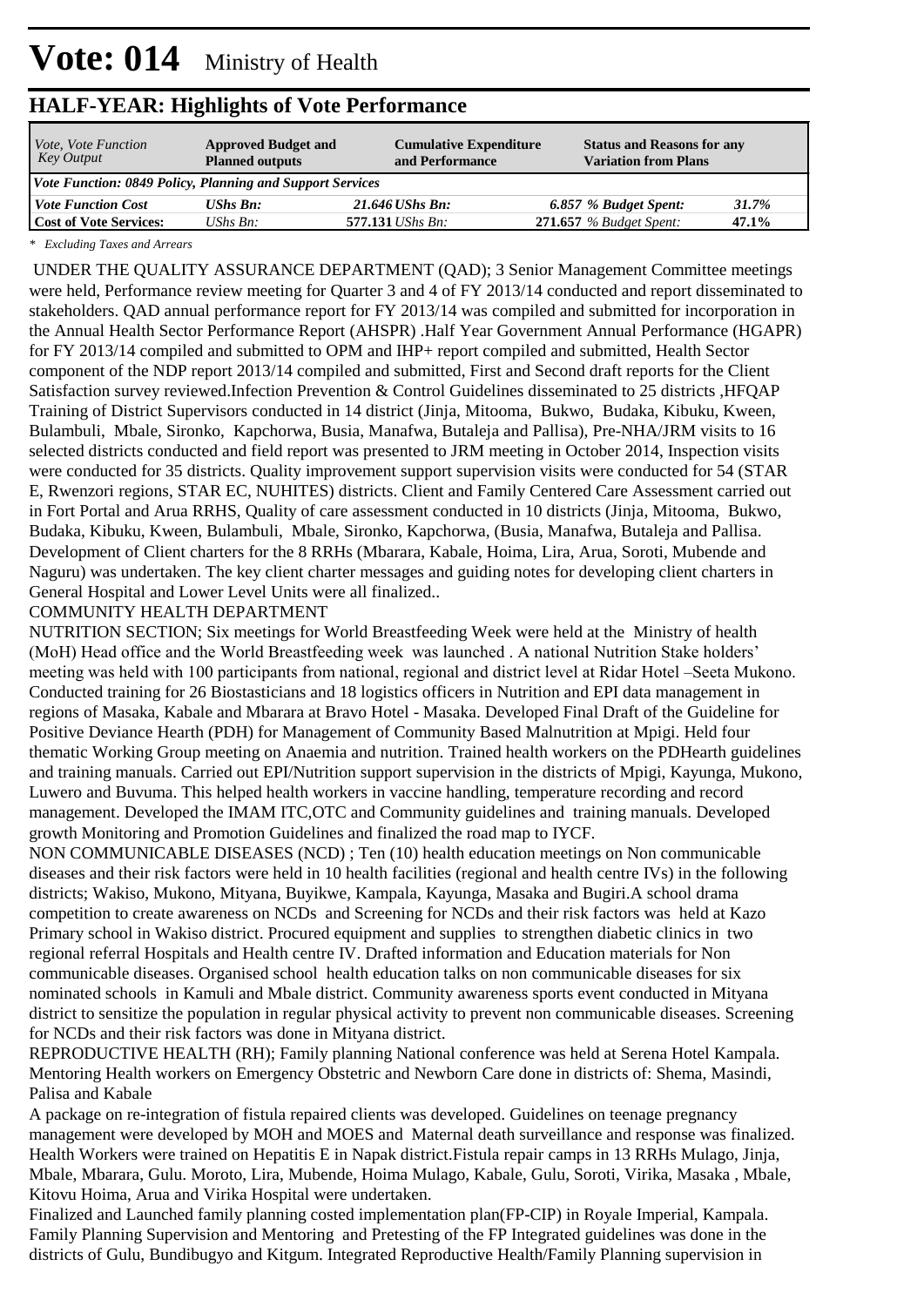# Vote: 014 Ministry of Health

## HALF-YEAR: Highlights of Vote Performance

| *Vote, Vote Function Key Output* | **Approved Budget and Planned outputs** | **Cumulative Expenditure and Performance** | **Status and Reasons for any Variation from Plans** | |
|---|---|---|---|---|
| ***Vote Function: 0849 Policy, Planning and Support Services*** | | | | |
| ***Vote Function Cost*** | ***UShs Bn:*** | ***21.646** UShs Bn:* | ***6.857** % Budget Spent:* | ***31.7%*** |
| **Cost of Vote Services:** | *UShs Bn:* | **577.131** *UShs Bn:* | **271.657** *% Budget Spent:* | **47.1%** |

*\* Excluding Taxes and Arrears*

UNDER THE QUALITY ASSURANCE DEPARTMENT (QAD); 3 Senior Management Committee meetings were held, Performance review meeting for Quarter 3 and 4 of FY 2013/14 conducted and report disseminated to stakeholders. QAD annual performance report for FY 2013/14 was compiled and submitted for incorporation in the Annual Health Sector Performance Report (AHSPR) .Half Year Government Annual Performance (HGAPR) for FY 2013/14 compiled and submitted to OPM and IHP+ report compiled and submitted, Health Sector component of the NDP report 2013/14 compiled and submitted, First and Second draft reports for the Client Satisfaction survey reviewed.Infection Prevention & Control Guidelines disseminated to 25 districts ,HFQAP Training of District Supervisors conducted in 14 district (Jinja, Mitooma, Bukwo, Budaka, Kibuku, Kween, Bulambuli, Mbale, Sironko, Kapchorwa, Busia, Manafwa, Butaleja and Pallisa), Pre-NHA/JRM visits to 16 selected districts conducted and field report was presented to JRM meeting in October 2014, Inspection visits were conducted for 35 districts. Quality improvement support supervision visits were conducted for 54 (STAR E, Rwenzori regions, STAR EC, NUHITES) districts. Client and Family Centered Care Assessment carried out in Fort Portal and Arua RRHS, Quality of care assessment conducted in 10 districts (Jinja, Mitooma, Bukwo, Budaka, Kibuku, Kween, Bulambuli, Mbale, Sironko, Kapchorwa, (Busia, Manafwa, Butaleja and Pallisa. Development of Client charters for the 8 RRHs (Mbarara, Kabale, Hoima, Lira, Arua, Soroti, Mubende and Naguru) was undertaken. The key client charter messages and guiding notes for developing client charters in General Hospital and Lower Level Units were all finalized..

COMMUNITY HEALTH DEPARTMENT

NUTRITION SECTION; Six meetings for World Breastfeeding Week were held at the Ministry of health (MoH) Head office and the World Breastfeeding week was launched . A national Nutrition Stake holders' meeting was held with 100 participants from national, regional and district level at Ridar Hotel –Seeta Mukono. Conducted training for 26 Biostasticians and 18 logistics officers in Nutrition and EPI data management in regions of Masaka, Kabale and Mbarara at Bravo Hotel - Masaka. Developed Final Draft of the Guideline for Positive Deviance Hearth (PDH) for Management of Community Based Malnutrition at Mpigi. Held four thematic Working Group meeting on Anaemia and nutrition. Trained health workers on the PDHearth guidelines and training manuals. Carried out EPI/Nutrition support supervision in the districts of Mpigi, Kayunga, Mukono, Luwero and Buvuma. This helped health workers in vaccine handling, temperature recording and record management. Developed the IMAM ITC,OTC and Community guidelines and training manuals. Developed growth Monitoring and Promotion Guidelines and finalized the road map to IYCF.

NON COMMUNICABLE DISEASES (NCD) ; Ten (10) health education meetings on Non communicable diseases and their risk factors were held in 10 health facilities (regional and health centre IVs) in the following districts; Wakiso, Mukono, Mityana, Buyikwe, Kampala, Kayunga, Masaka and Bugiri.A school drama competition to create awareness on NCDs and Screening for NCDs and their risk factors was held at Kazo Primary school in Wakiso district. Procured equipment and supplies to strengthen diabetic clinics in two regional referral Hospitals and Health centre IV. Drafted information and Education materials for Non communicable diseases. Organised school health education talks on non communicable diseases for six nominated schools in Kamuli and Mbale district. Community awareness sports event conducted in Mityana district to sensitize the population in regular physical activity to prevent non communicable diseases. Screening for NCDs and their risk factors was done in Mityana district.

REPRODUCTIVE HEALTH (RH); Family planning National conference was held at Serena Hotel Kampala. Mentoring Health workers on Emergency Obstetric and Newborn Care done in districts of: Shema, Masindi, Palisa and Kabale

A package on re-integration of fistula repaired clients was developed. Guidelines on teenage pregnancy management were developed by MOH and MOES and Maternal death surveillance and response was finalized. Health Workers were trained on Hepatitis E in Napak district.Fistula repair camps in 13 RRHs Mulago, Jinja, Mbale, Mbarara, Gulu. Moroto, Lira, Mubende, Hoima Mulago, Kabale, Gulu, Soroti, Virika, Masaka , Mbale, Kitovu Hoima, Arua and Virika Hospital were undertaken.

Finalized and Launched family planning costed implementation plan(FP-CIP) in Royale Imperial, Kampala. Family Planning Supervision and Mentoring and Pretesting of the FP Integrated guidelines was done in the districts of Gulu, Bundibugyo and Kitgum. Integrated Reproductive Health/Family Planning supervision in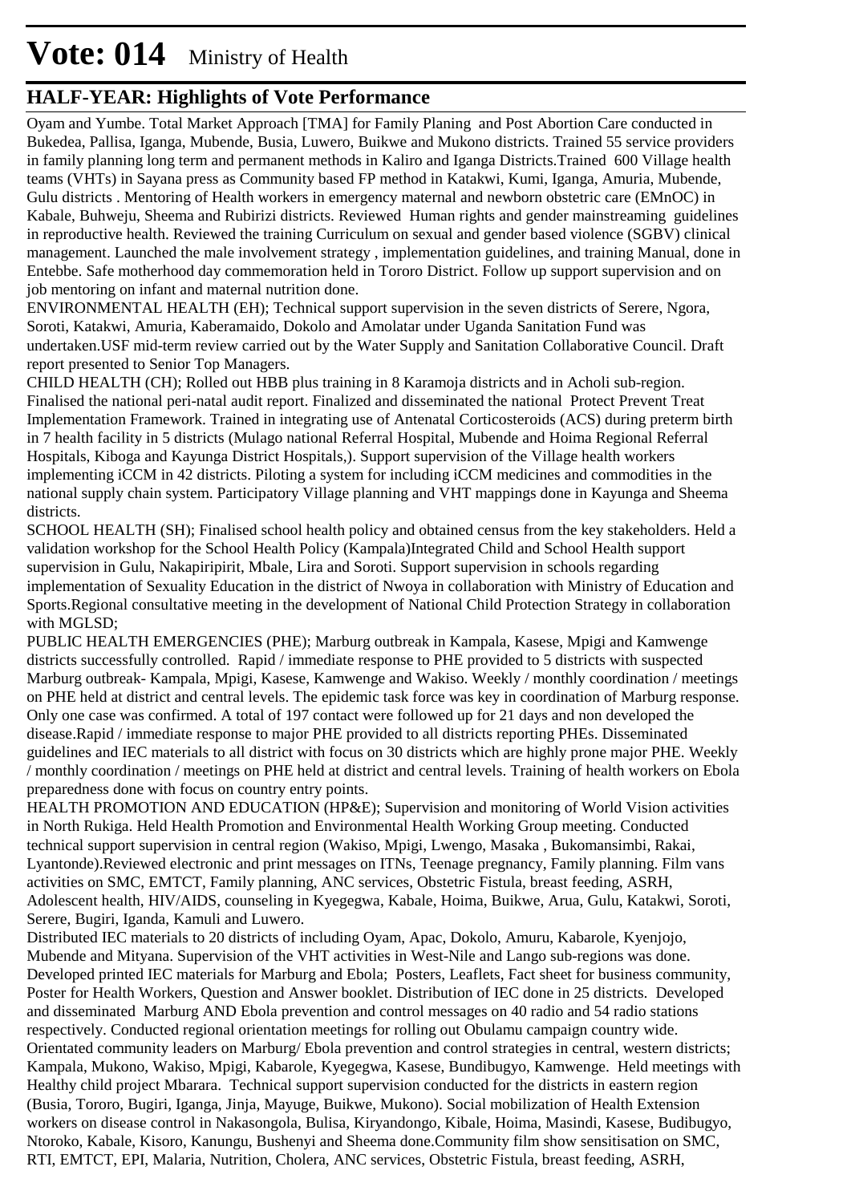# Vote: 014 Ministry of Health

## HALF-YEAR: Highlights of Vote Performance

Oyam and Yumbe. Total Market Approach [TMA] for Family Planing and Post Abortion Care conducted in Bukedea, Pallisa, Iganga, Mubende, Busia, Luwero, Buikwe and Mukono districts. Trained 55 service providers in family planning long term and permanent methods in Kaliro and Iganga Districts.Trained 600 Village health teams (VHTs) in Sayana press as Community based FP method in Katakwi, Kumi, Iganga, Amuria, Mubende, Gulu districts . Mentoring of Health workers in emergency maternal and newborn obstetric care (EMnOC) in Kabale, Buhweju, Sheema and Rubirizi districts. Reviewed Human rights and gender mainstreaming guidelines in reproductive health. Reviewed the training Curriculum on sexual and gender based violence (SGBV) clinical management. Launched the male involvement strategy , implementation guidelines, and training Manual, done in Entebbe. Safe motherhood day commemoration held in Tororo District. Follow up support supervision and on job mentoring on infant and maternal nutrition done.

ENVIRONMENTAL HEALTH (EH); Technical support supervision in the seven districts of Serere, Ngora, Soroti, Katakwi, Amuria, Kaberamaido, Dokolo and Amolatar under Uganda Sanitation Fund was undertaken.USF mid-term review carried out by the Water Supply and Sanitation Collaborative Council. Draft report presented to Senior Top Managers.

CHILD HEALTH (CH); Rolled out HBB plus training in 8 Karamoja districts and in Acholi sub-region. Finalised the national peri-natal audit report. Finalized and disseminated the national Protect Prevent Treat Implementation Framework. Trained in integrating use of Antenatal Corticosteroids (ACS) during preterm birth in 7 health facility in 5 districts (Mulago national Referral Hospital, Mubende and Hoima Regional Referral Hospitals, Kiboga and Kayunga District Hospitals,). Support supervision of the Village health workers implementing iCCM in 42 districts. Piloting a system for including iCCM medicines and commodities in the national supply chain system. Participatory Village planning and VHT mappings done in Kayunga and Sheema districts.

SCHOOL HEALTH (SH); Finalised school health policy and obtained census from the key stakeholders. Held a validation workshop for the School Health Policy (Kampala)Integrated Child and School Health support supervision in Gulu, Nakapiripirit, Mbale, Lira and Soroti. Support supervision in schools regarding implementation of Sexuality Education in the district of Nwoya in collaboration with Ministry of Education and Sports.Regional consultative meeting in the development of National Child Protection Strategy in collaboration with MGLSD;

PUBLIC HEALTH EMERGENCIES (PHE); Marburg outbreak in Kampala, Kasese, Mpigi and Kamwenge districts successfully controlled. Rapid / immediate response to PHE provided to 5 districts with suspected Marburg outbreak- Kampala, Mpigi, Kasese, Kamwenge and Wakiso. Weekly / monthly coordination / meetings on PHE held at district and central levels. The epidemic task force was key in coordination of Marburg response. Only one case was confirmed. A total of 197 contact were followed up for 21 days and non developed the disease.Rapid / immediate response to major PHE provided to all districts reporting PHEs. Disseminated guidelines and IEC materials to all district with focus on 30 districts which are highly prone major PHE. Weekly / monthly coordination / meetings on PHE held at district and central levels. Training of health workers on Ebola preparedness done with focus on country entry points.

HEALTH PROMOTION AND EDUCATION (HP&E); Supervision and monitoring of World Vision activities in North Rukiga. Held Health Promotion and Environmental Health Working Group meeting. Conducted technical support supervision in central region (Wakiso, Mpigi, Lwengo, Masaka , Bukomansimbi, Rakai, Lyantonde).Reviewed electronic and print messages on ITNs, Teenage pregnancy, Family planning. Film vans activities on SMC, EMTCT, Family planning, ANC services, Obstetric Fistula, breast feeding, ASRH, Adolescent health, HIV/AIDS, counseling in Kyegegwa, Kabale, Hoima, Buikwe, Arua, Gulu, Katakwi, Soroti, Serere, Bugiri, Iganda, Kamuli and Luwero.

Distributed IEC materials to 20 districts of including Oyam, Apac, Dokolo, Amuru, Kabarole, Kyenjojo, Mubende and Mityana. Supervision of the VHT activities in West-Nile and Lango sub-regions was done. Developed printed IEC materials for Marburg and Ebola; Posters, Leaflets, Fact sheet for business community, Poster for Health Workers, Question and Answer booklet. Distribution of IEC done in 25 districts. Developed and disseminated Marburg AND Ebola prevention and control messages on 40 radio and 54 radio stations respectively. Conducted regional orientation meetings for rolling out Obulamu campaign country wide. Orientated community leaders on Marburg/ Ebola prevention and control strategies in central, western districts; Kampala, Mukono, Wakiso, Mpigi, Kabarole, Kyegegwa, Kasese, Bundibugyo, Kamwenge. Held meetings with Healthy child project Mbarara. Technical support supervision conducted for the districts in eastern region (Busia, Tororo, Bugiri, Iganga, Jinja, Mayuge, Buikwe, Mukono). Social mobilization of Health Extension workers on disease control in Nakasongola, Bulisa, Kiryandongo, Kibale, Hoima, Masindi, Kasese, Budibugyo, Ntoroko, Kabale, Kisoro, Kanungu, Bushenyi and Sheema done.Community film show sensitisation on SMC, RTI, EMTCT, EPI, Malaria, Nutrition, Cholera, ANC services, Obstetric Fistula, breast feeding, ASRH,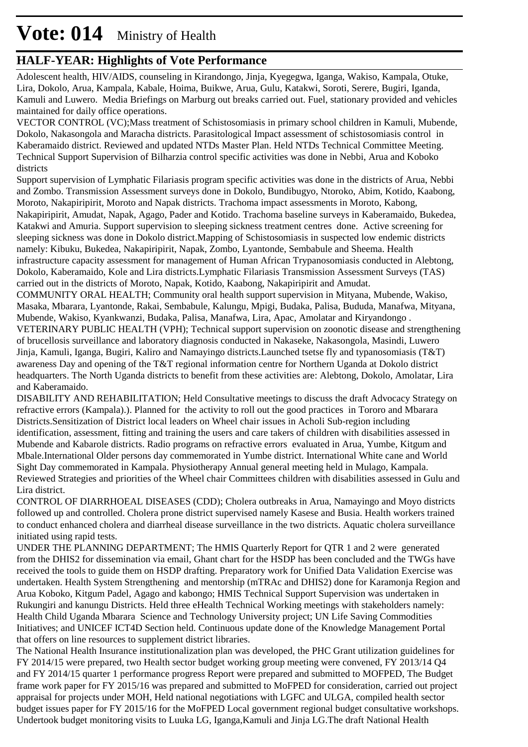# Vote: 014 Ministry of Health

## HALF-YEAR: Highlights of Vote Performance

Adolescent health, HIV/AIDS, counseling in Kirandongo, Jinja, Kyegegwa, Iganga, Wakiso, Kampala, Otuke, Lira, Dokolo, Arua, Kampala, Kabale, Hoima, Buikwe, Arua, Gulu, Katakwi, Soroti, Serere, Bugiri, Iganda, Kamuli and Luwero. Media Briefings on Marburg out breaks carried out. Fuel, stationary provided and vehicles maintained for daily office operations.

VECTOR CONTROL (VC);Mass treatment of Schistosomiasis in primary school children in Kamuli, Mubende, Dokolo, Nakasongola and Maracha districts. Parasitological Impact assessment of schistosomiasis control in Kaberamaido district. Reviewed and updated NTDs Master Plan. Held NTDs Technical Committee Meeting. Technical Support Supervision of Bilharzia control specific activities was done in Nebbi, Arua and Koboko districts

Support supervision of Lymphatic Filariasis program specific activities was done in the districts of Arua, Nebbi and Zombo. Transmission Assessment surveys done in Dokolo, Bundibugyo, Ntoroko, Abim, Kotido, Kaabong, Moroto, Nakapiripirit, Moroto and Napak districts. Trachoma impact assessments in Moroto, Kabong, Nakapiripirit, Amudat, Napak, Agago, Pader and Kotido. Trachoma baseline surveys in Kaberamaido, Bukedea, Katakwi and Amuria. Support supervision to sleeping sickness treatment centres done. Active screening for sleeping sickness was done in Dokolo district.Mapping of Schistosomiasis in suspected low endemic districts namely: Kibuku, Bukedea, Nakapiripirit, Napak, Zombo, Lyantonde, Sembabule and Sheema. Health infrastructure capacity assessment for management of Human African Trypanosomiasis conducted in Alebtong, Dokolo, Kaberamaido, Kole and Lira districts.Lymphatic Filariasis Transmission Assessment Surveys (TAS) carried out in the districts of Moroto, Napak, Kotido, Kaabong, Nakapiripirit and Amudat.

COMMUNITY ORAL HEALTH; Community oral health support supervision in Mityana, Mubende, Wakiso, Masaka, Mbarara, Lyantonde, Rakai, Sembabule, Kalungu, Mpigi, Budaka, Palisa, Bududa, Manafwa, Mityana, Mubende, Wakiso, Kyankwanzi, Budaka, Palisa, Manafwa, Lira, Apac, Amolatar and Kiryandongo .

VETERINARY PUBLIC HEALTH (VPH); Technical support supervision on zoonotic disease and strengthening of brucellosis surveillance and laboratory diagnosis conducted in Nakaseke, Nakasongola, Masindi, Luwero Jinja, Kamuli, Iganga, Bugiri, Kaliro and Namayingo districts.Launched tsetse fly and typanosomiasis (T&T) awareness Day and opening of the T&T regional information centre for Northern Uganda at Dokolo district headquarters. The North Uganda districts to benefit from these activities are: Alebtong, Dokolo, Amolatar, Lira and Kaberamaido.

DISABILITY AND REHABILITATION; Held Consultative meetings to discuss the draft Advocacy Strategy on refractive errors (Kampala).). Planned for the activity to roll out the good practices in Tororo and Mbarara Districts.Sensitization of District local leaders on Wheel chair issues in Acholi Sub-region including identification, assessment, fitting and training the users and care takers of children with disabilities assessed in Mubende and Kabarole districts. Radio programs on refractive errors evaluated in Arua, Yumbe, Kitgum and Mbale.International Older persons day commemorated in Yumbe district. International White cane and World Sight Day commemorated in Kampala. Physiotherapy Annual general meeting held in Mulago, Kampala. Reviewed Strategies and priorities of the Wheel chair Committees children with disabilities assessed in Gulu and Lira district.

CONTROL OF DIARRHOEAL DISEASES (CDD); Cholera outbreaks in Arua, Namayingo and Moyo districts followed up and controlled. Cholera prone district supervised namely Kasese and Busia. Health workers trained to conduct enhanced cholera and diarrheal disease surveillance in the two districts. Aquatic cholera surveillance initiated using rapid tests.

UNDER THE PLANNING DEPARTMENT; The HMIS Quarterly Report for QTR 1 and 2 were generated from the DHIS2 for dissemination via email, Ghant chart for the HSDP has been concluded and the TWGs have received the tools to guide them on HSDP drafting. Preparatory work for Unified Data Validation Exercise was undertaken. Health System Strengthening and mentorship (mTRAc and DHIS2) done for Karamonja Region and Arua Koboko, Kitgum Padel, Agago and kabongo; HMIS Technical Support Supervision was undertaken in Rukungiri and kanungu Districts. Held three eHealth Technical Working meetings with stakeholders namely: Health Child Uganda Mbarara Science and Technology University project; UN Life Saving Commodities Initiatives; and UNICEF ICT4D Section held. Continuous update done of the Knowledge Management Portal that offers on line resources to supplement district libraries.

The National Health Insurance institutionalization plan was developed, the PHC Grant utilization guidelines for FY 2014/15 were prepared, two Health sector budget working group meeting were convened, FY 2013/14 Q4 and FY 2014/15 quarter 1 performance progress Report were prepared and submitted to MOFPED, The Budget frame work paper for FY 2015/16 was prepared and submitted to MoFPED for consideration, carried out project appraisal for projects under MOH, Held national negotiations with LGFC and ULGA, compiled health sector budget issues paper for FY 2015/16 for the MoFPED Local government regional budget consultative workshops. Undertook budget monitoring visits to Luuka LG, Iganga,Kamuli and Jinja LG.The draft National Health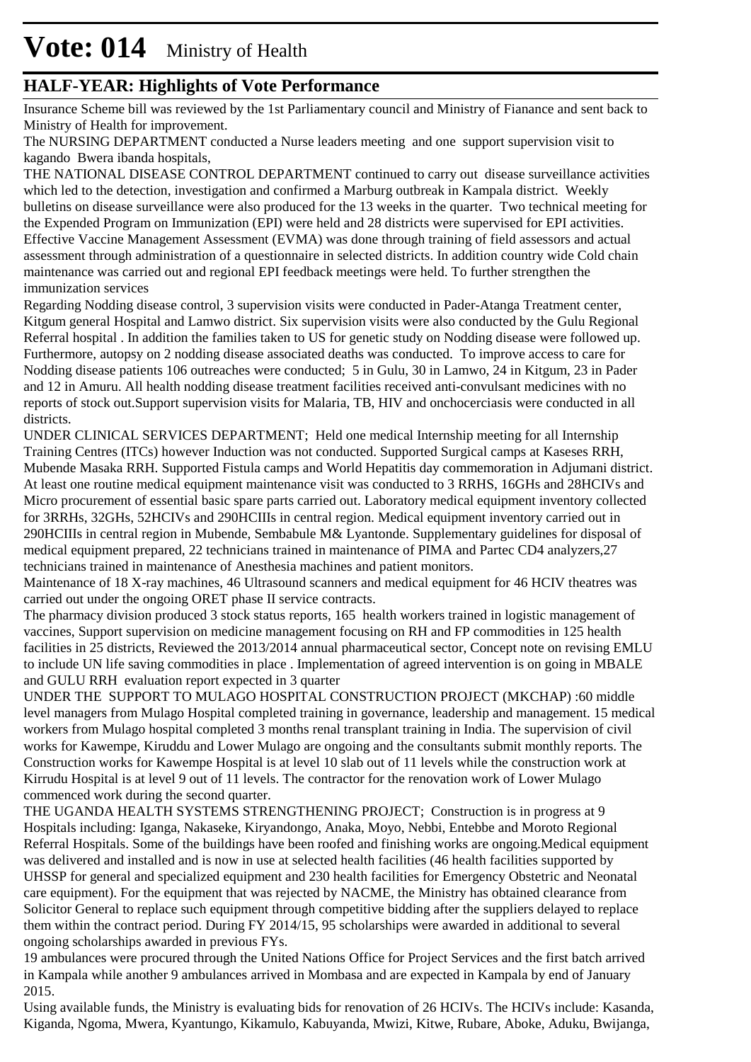# Vote: 014 Ministry of Health

## HALF-YEAR: Highlights of Vote Performance

Insurance Scheme bill was reviewed by the 1st Parliamentary council and Ministry of Fianance and sent back to Ministry of Health for improvement.

The NURSING DEPARTMENT conducted a Nurse leaders meeting and one support supervision visit to kagando Bwera ibanda hospitals,

THE NATIONAL DISEASE CONTROL DEPARTMENT continued to carry out disease surveillance activities which led to the detection, investigation and confirmed a Marburg outbreak in Kampala district. Weekly bulletins on disease surveillance were also produced for the 13 weeks in the quarter. Two technical meeting for the Expended Program on Immunization (EPI) were held and 28 districts were supervised for EPI activities. Effective Vaccine Management Assessment (EVMA) was done through training of field assessors and actual assessment through administration of a questionnaire in selected districts. In addition country wide Cold chain maintenance was carried out and regional EPI feedback meetings were held. To further strengthen the immunization services

Regarding Nodding disease control, 3 supervision visits were conducted in Pader-Atanga Treatment center, Kitgum general Hospital and Lamwo district. Six supervision visits were also conducted by the Gulu Regional Referral hospital . In addition the families taken to US for genetic study on Nodding disease were followed up. Furthermore, autopsy on 2 nodding disease associated deaths was conducted. To improve access to care for Nodding disease patients 106 outreaches were conducted; 5 in Gulu, 30 in Lamwo, 24 in Kitgum, 23 in Pader and 12 in Amuru. All health nodding disease treatment facilities received anti-convulsant medicines with no reports of stock out.Support supervision visits for Malaria, TB, HIV and onchocerciasis were conducted in all districts.

UNDER CLINICAL SERVICES DEPARTMENT; Held one medical Internship meeting for all Internship Training Centres (ITCs) however Induction was not conducted. Supported Surgical camps at Kaseses RRH, Mubende Masaka RRH. Supported Fistula camps and World Hepatitis day commemoration in Adjumani district. At least one routine medical equipment maintenance visit was conducted to 3 RRHS, 16GHs and 28HCIVs and Micro procurement of essential basic spare parts carried out. Laboratory medical equipment inventory collected for 3RRHs, 32GHs, 52HCIVs and 290HCIIIs in central region. Medical equipment inventory carried out in 290HCIIIs in central region in Mubende, Sembabule M& Lyantonde. Supplementary guidelines for disposal of medical equipment prepared, 22 technicians trained in maintenance of PIMA and Partec CD4 analyzers,27 technicians trained in maintenance of Anesthesia machines and patient monitors.

Maintenance of 18 X-ray machines, 46 Ultrasound scanners and medical equipment for 46 HCIV theatres was carried out under the ongoing ORET phase II service contracts.

The pharmacy division produced 3 stock status reports, 165 health workers trained in logistic management of vaccines, Support supervision on medicine management focusing on RH and FP commodities in 125 health facilities in 25 districts, Reviewed the 2013/2014 annual pharmaceutical sector, Concept note on revising EMLU to include UN life saving commodities in place . Implementation of agreed intervention is on going in MBALE and GULU RRH evaluation report expected in 3 quarter

UNDER THE SUPPORT TO MULAGO HOSPITAL CONSTRUCTION PROJECT (MKCHAP) :60 middle level managers from Mulago Hospital completed training in governance, leadership and management. 15 medical workers from Mulago hospital completed 3 months renal transplant training in India. The supervision of civil works for Kawempe, Kiruddu and Lower Mulago are ongoing and the consultants submit monthly reports. The Construction works for Kawempe Hospital is at level 10 slab out of 11 levels while the construction work at Kirrudu Hospital is at level 9 out of 11 levels. The contractor for the renovation work of Lower Mulago commenced work during the second quarter.

THE UGANDA HEALTH SYSTEMS STRENGTHENING PROJECT; Construction is in progress at 9 Hospitals including: Iganga, Nakaseke, Kiryandongo, Anaka, Moyo, Nebbi, Entebbe and Moroto Regional Referral Hospitals. Some of the buildings have been roofed and finishing works are ongoing.Medical equipment was delivered and installed and is now in use at selected health facilities (46 health facilities supported by UHSSP for general and specialized equipment and 230 health facilities for Emergency Obstetric and Neonatal care equipment). For the equipment that was rejected by NACME, the Ministry has obtained clearance from Solicitor General to replace such equipment through competitive bidding after the suppliers delayed to replace them within the contract period. During FY 2014/15, 95 scholarships were awarded in additional to several ongoing scholarships awarded in previous FYs.

19 ambulances were procured through the United Nations Office for Project Services and the first batch arrived in Kampala while another 9 ambulances arrived in Mombasa and are expected in Kampala by end of January 2015.

Using available funds, the Ministry is evaluating bids for renovation of 26 HCIVs. The HCIVs include: Kasanda, Kiganda, Ngoma, Mwera, Kyantungo, Kikamulo, Kabuyanda, Mwizi, Kitwe, Rubare, Aboke, Aduku, Bwijanga,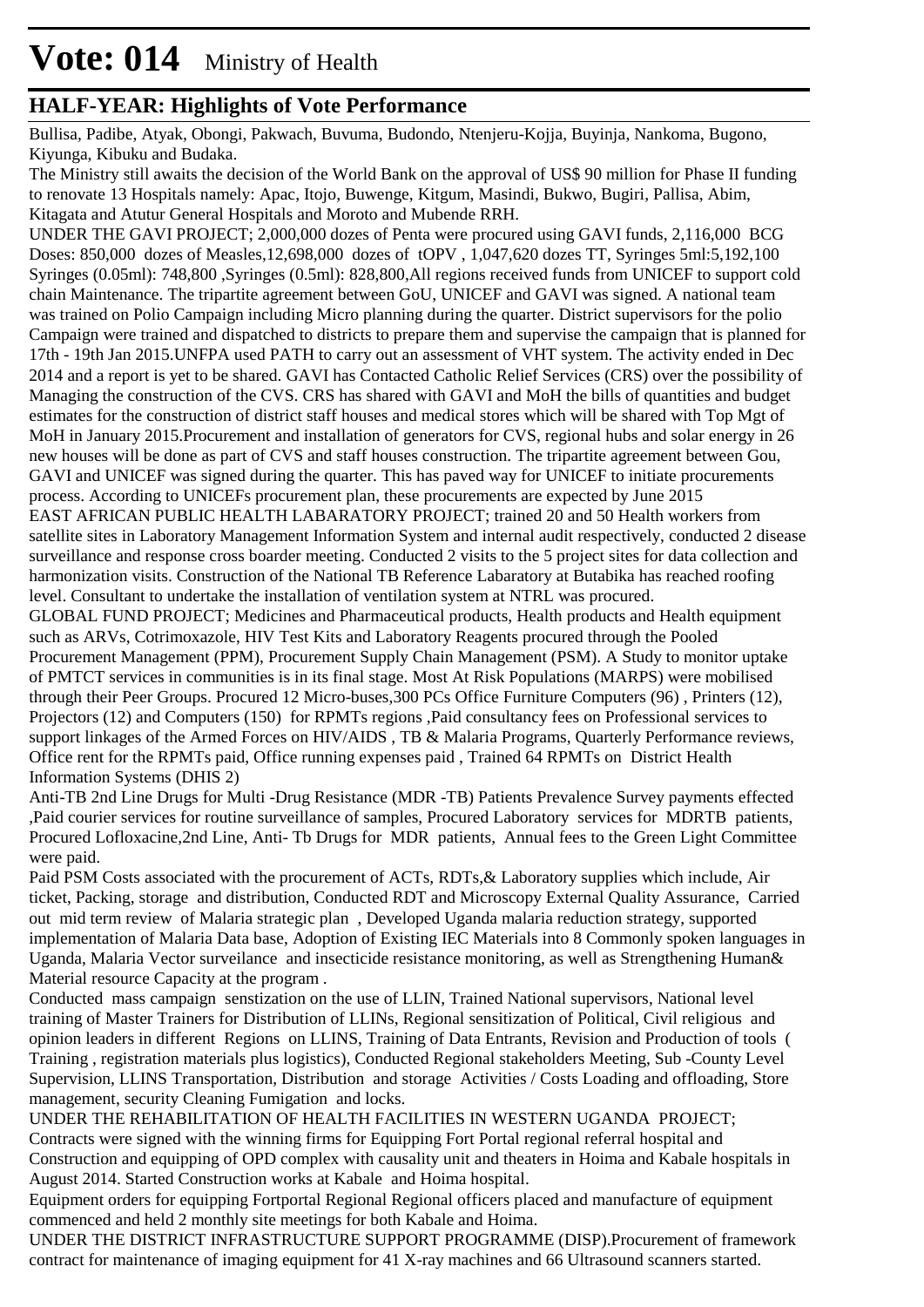# Vote: 014 Ministry of Health

## HALF-YEAR: Highlights of Vote Performance

Bullisa, Padibe, Atyak, Obongi, Pakwach, Buvuma, Budondo, Ntenjeru-Kojja, Buyinja, Nankoma, Bugono, Kiyunga, Kibuku and Budaka.

The Ministry still awaits the decision of the World Bank on the approval of US$ 90 million for Phase II funding to renovate 13 Hospitals namely: Apac, Itojo, Buwenge, Kitgum, Masindi, Bukwo, Bugiri, Pallisa, Abim, Kitagata and Atutur General Hospitals and Moroto and Mubende RRH.

UNDER THE GAVI PROJECT; 2,000,000 dozes of Penta were procured using GAVI funds, 2,116,000 BCG Doses: 850,000 dozes of Measles,12,698,000 dozes of tOPV , 1,047,620 dozes TT, Syringes 5ml:5,192,100 Syringes (0.05ml): 748,800 ,Syringes (0.5ml): 828,800,All regions received funds from UNICEF to support cold chain Maintenance. The tripartite agreement between GoU, UNICEF and GAVI was signed. A national team was trained on Polio Campaign including Micro planning during the quarter. District supervisors for the polio Campaign were trained and dispatched to districts to prepare them and supervise the campaign that is planned for 17th - 19th Jan 2015.UNFPA used PATH to carry out an assessment of VHT system. The activity ended in Dec 2014 and a report is yet to be shared. GAVI has Contacted Catholic Relief Services (CRS) over the possibility of Managing the construction of the CVS. CRS has shared with GAVI and MoH the bills of quantities and budget estimates for the construction of district staff houses and medical stores which will be shared with Top Mgt of MoH in January 2015.Procurement and installation of generators for CVS, regional hubs and solar energy in 26 new houses will be done as part of CVS and staff houses construction. The tripartite agreement between Gou, GAVI and UNICEF was signed during the quarter. This has paved way for UNICEF to initiate procurements process. According to UNICEFs procurement plan, these procurements are expected by June 2015

EAST AFRICAN PUBLIC HEALTH LABARATORY PROJECT; trained 20 and 50 Health workers from satellite sites in Laboratory Management Information System and internal audit respectively, conducted 2 disease surveillance and response cross boarder meeting. Conducted 2 visits to the 5 project sites for data collection and harmonization visits. Construction of the National TB Reference Labaratory at Butabika has reached roofing level. Consultant to undertake the installation of ventilation system at NTRL was procured.

GLOBAL FUND PROJECT; Medicines and Pharmaceutical products, Health products and Health equipment such as ARVs, Cotrimoxazole, HIV Test Kits and Laboratory Reagents procured through the Pooled Procurement Management (PPM), Procurement Supply Chain Management (PSM). A Study to monitor uptake of PMTCT services in communities is in its final stage. Most At Risk Populations (MARPS) were mobilised through their Peer Groups. Procured 12 Micro-buses,300 PCs Office Furniture Computers (96) , Printers (12), Projectors (12) and Computers (150) for RPMTs regions ,Paid consultancy fees on Professional services to support linkages of the Armed Forces on HIV/AIDS , TB & Malaria Programs, Quarterly Performance reviews, Office rent for the RPMTs paid, Office running expenses paid , Trained 64 RPMTs on District Health Information Systems (DHIS 2)

Anti-TB 2nd Line Drugs for Multi -Drug Resistance (MDR -TB) Patients Prevalence Survey payments effected ,Paid courier services for routine surveillance of samples, Procured Laboratory services for MDRTB patients, Procured Lofloxacine,2nd Line, Anti- Tb Drugs for MDR patients, Annual fees to the Green Light Committee were paid.

Paid PSM Costs associated with the procurement of ACTs, RDTs,& Laboratory supplies which include, Air ticket, Packing, storage and distribution, Conducted RDT and Microscopy External Quality Assurance, Carried out mid term review of Malaria strategic plan , Developed Uganda malaria reduction strategy, supported implementation of Malaria Data base, Adoption of Existing IEC Materials into 8 Commonly spoken languages in Uganda, Malaria Vector surveilance and insecticide resistance monitoring, as well as Strengthening Human& Material resource Capacity at the program .

Conducted mass campaign senstization on the use of LLIN, Trained National supervisors, National level training of Master Trainers for Distribution of LLINs, Regional sensitization of Political, Civil religious and opinion leaders in different Regions on LLINS, Training of Data Entrants, Revision and Production of tools ( Training , registration materials plus logistics), Conducted Regional stakeholders Meeting, Sub -County Level Supervision, LLINS Transportation, Distribution and storage Activities / Costs Loading and offloading, Store management, security Cleaning Fumigation and locks.

UNDER THE REHABILITATION OF HEALTH FACILITIES IN WESTERN UGANDA PROJECT; Contracts were signed with the winning firms for Equipping Fort Portal regional referral hospital and Construction and equipping of OPD complex with causality unit and theaters in Hoima and Kabale hospitals in August 2014. Started Construction works at Kabale and Hoima hospital.

Equipment orders for equipping Fortportal Regional Regional officers placed and manufacture of equipment commenced and held 2 monthly site meetings for both Kabale and Hoima.

UNDER THE DISTRICT INFRASTRUCTURE SUPPORT PROGRAMME (DISP).Procurement of framework contract for maintenance of imaging equipment for 41 X-ray machines and 66 Ultrasound scanners started.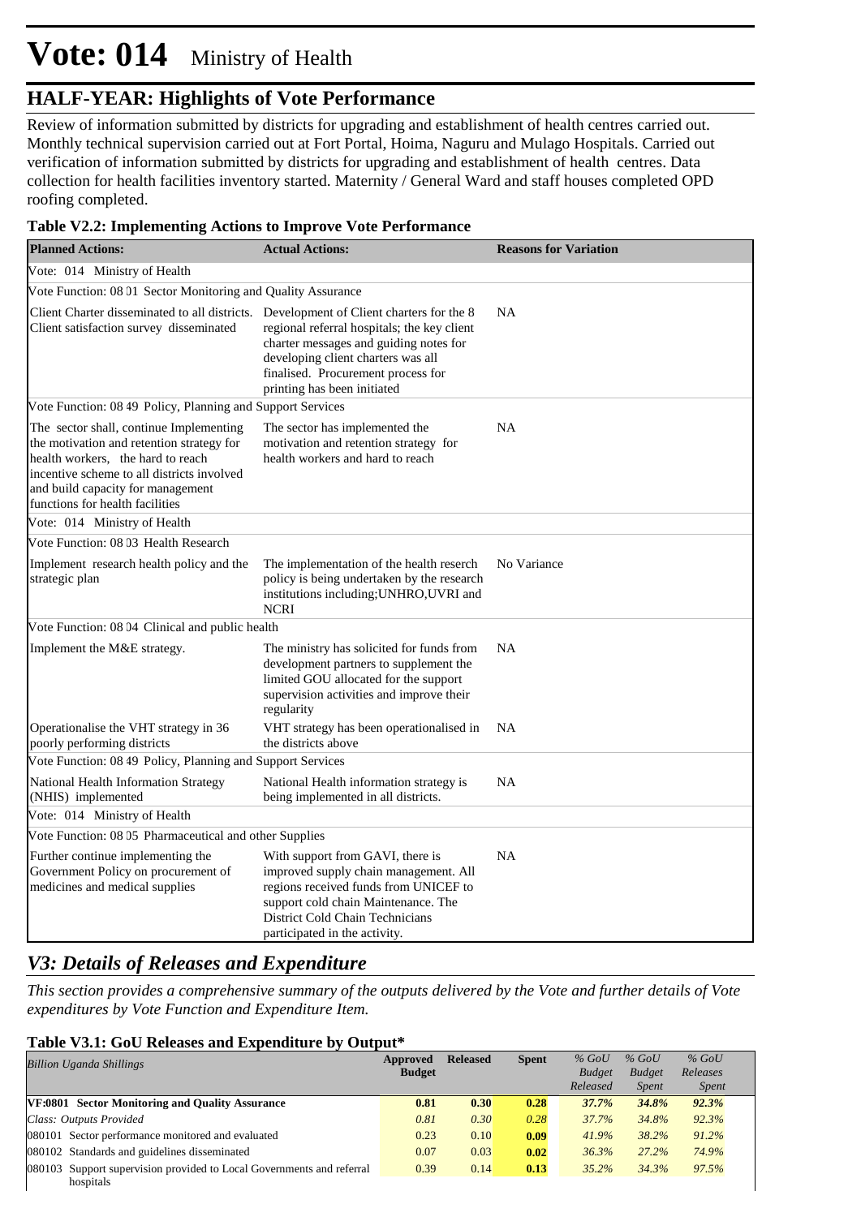# Vote: 014 Ministry of Health

## HALF-YEAR: Highlights of Vote Performance

Review of information submitted by districts for upgrading and establishment of health centres carried out. Monthly technical supervision carried out at Fort Portal, Hoima, Naguru and Mulago Hospitals. Carried out verification of information submitted by districts for upgrading and establishment of health centres. Data collection for health facilities inventory started. Maternity / General Ward and staff houses completed OPD roofing completed.

**Table V2.2: Implementing Actions to Improve Vote Performance**

| Planned Actions: | Actual Actions: | Reasons for Variation |
|---|---|---|
| Vote: 014 Ministry of Health | | |
| Vote Function: 08 01 Sector Monitoring and Quality Assurance | | |
| Client Charter disseminated to all districts. Client satisfaction survey disseminated | Development of Client charters for the 8 regional referral hospitals; the key client charter messages and guiding notes for developing client charters was all finalised. Procurement process for printing has been initiated | NA |
| Vote Function: 08 49 Policy, Planning and Support Services | | |
| The sector shall, continue Implementing the motivation and retention strategy for health workers, the hard to reach incentive scheme to all districts involved and build capacity for management functions for health facilities | The sector has implemented the motivation and retention strategy for health workers and hard to reach | NA |
| Vote: 014 Ministry of Health | | |
| Vote Function: 08 03 Health Research | | |
| Implement research health policy and the strategic plan | The implementation of the health reserch policy is being undertaken by the research institutions including;UNHRO,UVRI and NCRI | No Variance |
| Vote Function: 08 04 Clinical and public health | | |
| Implement the M&E strategy. | The ministry has solicited for funds from development partners to supplement the limited GOU allocated for the support supervision activities and improve their regularity | NA |
| Operationalise the VHT strategy in 36 poorly performing districts | VHT strategy has been operationalised in the districts above | NA |
| Vote Function: 08 49 Policy, Planning and Support Services | | |
| National Health Information Strategy (NHIS) implemented | National Health information strategy is being implemented in all districts. | NA |
| Vote: 014 Ministry of Health | | |
| Vote Function: 08 05 Pharmaceutical and other Supplies | | |
| Further continue implementing the Government Policy on procurement of medicines and medical supplies | With support from GAVI, there is improved supply chain management. All regions received funds from UNICEF to support cold chain Maintenance. The District Cold Chain Technicians participated in the activity. | NA |

## *V3: Details of Releases and Expenditure*

*This section provides a comprehensive summary of the outputs delivered by the Vote and further details of Vote expenditures by Vote Function and Expenditure Item.*

**Table V3.1: GoU Releases and Expenditure by Output***

| *Billion Uganda Shillings* | Approved Budget | Released | Spent | *% GoU Budget Released* | *% GoU Budget Spent* | *% GoU Releases Spent* |
|---|---|---|---|---|---|---|
| **VF:0801 Sector Monitoring and Quality Assurance** | **0.81** | **0.30** | **0.28** | ***37.7%*** | ***34.8%*** | ***92.3%*** |
| *Class: Outputs Provided* | *0.81* | *0.30* | *0.28* | *37.7%* | *34.8%* | *92.3%* |
| 080101 Sector performance monitored and evaluated | 0.23 | 0.10 | **0.09** | *41.9%* | *38.2%* | *91.2%* |
| 080102 Standards and guidelines disseminated | 0.07 | 0.03 | **0.02** | *36.3%* | *27.2%* | *74.9%* |
| 080103 Support supervision provided to Local Governments and referral hospitals | 0.39 | 0.14 | **0.13** | *35.2%* | *34.3%* | *97.5%* |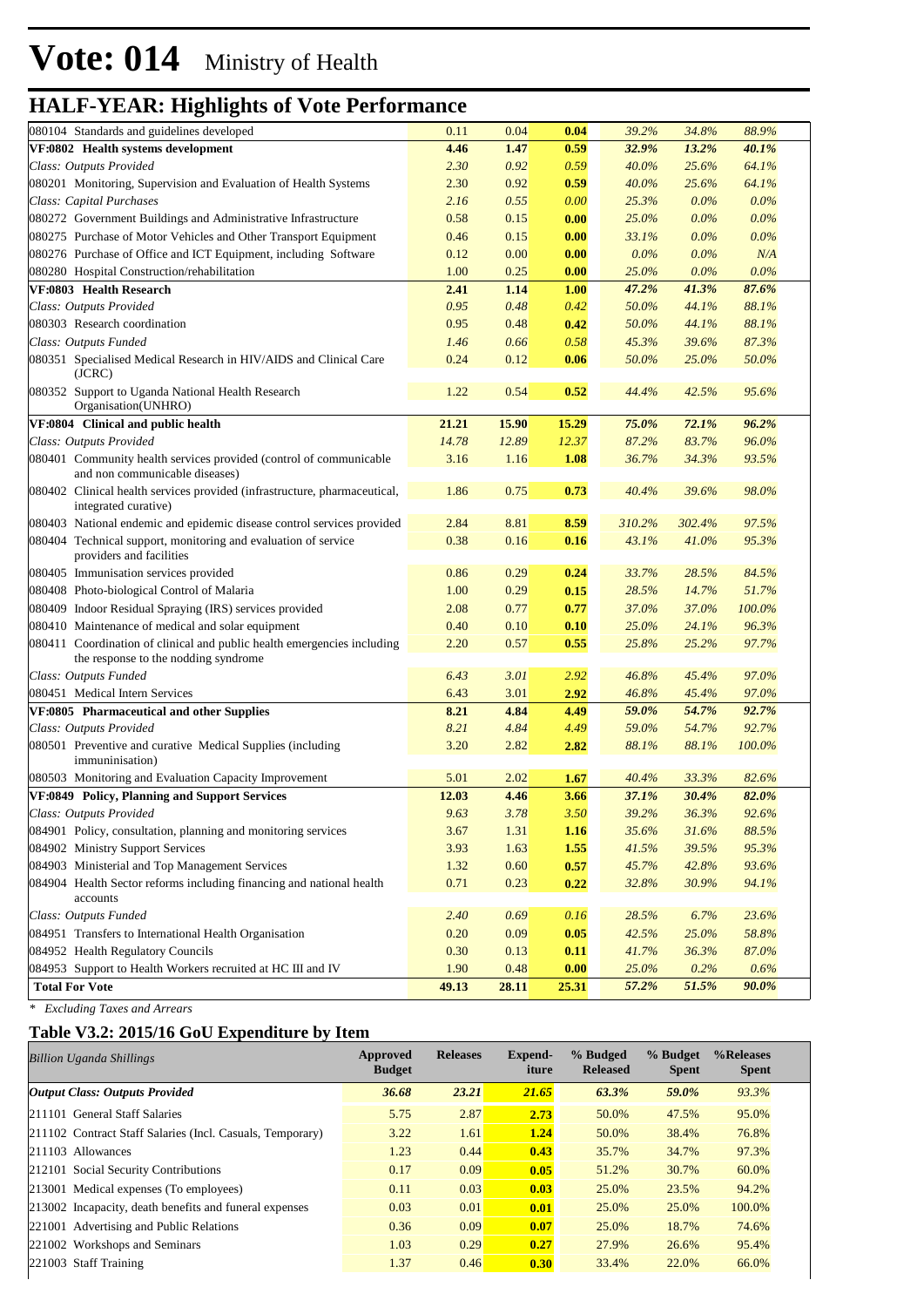# Vote: 014 Ministry of Health

## HALF-YEAR: Highlights of Vote Performance

| | | | | | | |
|---|---|---|---|---|---|---|
| 080104 Standards and guidelines developed | 0.11 | 0.04 | **0.04** | *39.2%* | *34.8%* | *88.9%* |
| **VF:0802 Health systems development** | **4.46** | **1.47** | **0.59** | ***32.9%*** | ***13.2%*** | ***40.1%*** |
| *Class: Outputs Provided* | *2.30* | *0.92* | *0.59* | *40.0%* | *25.6%* | *64.1%* |
| 080201 Monitoring, Supervision and Evaluation of Health Systems | 2.30 | 0.92 | **0.59** | *40.0%* | *25.6%* | *64.1%* |
| *Class: Capital Purchases* | *2.16* | *0.55* | *0.00* | *25.3%* | *0.0%* | *0.0%* |
| 080272 Government Buildings and Administrative Infrastructure | 0.58 | 0.15 | **0.00** | *25.0%* | *0.0%* | *0.0%* |
| 080275 Purchase of Motor Vehicles and Other Transport Equipment | 0.46 | 0.15 | **0.00** | *33.1%* | *0.0%* | *0.0%* |
| 080276 Purchase of Office and ICT Equipment, including Software | 0.12 | 0.00 | **0.00** | *0.0%* | *0.0%* | *N/A* |
| 080280 Hospital Construction/rehabilitation | 1.00 | 0.25 | **0.00** | *25.0%* | *0.0%* | *0.0%* |
| **VF:0803 Health Research** | **2.41** | **1.14** | **1.00** | ***47.2%*** | ***41.3%*** | ***87.6%*** |
| *Class: Outputs Provided* | *0.95* | *0.48* | *0.42* | *50.0%* | *44.1%* | *88.1%* |
| 080303 Research coordination | 0.95 | 0.48 | **0.42** | *50.0%* | *44.1%* | *88.1%* |
| *Class: Outputs Funded* | *1.46* | *0.66* | *0.58* | *45.3%* | *39.6%* | *87.3%* |
| 080351 Specialised Medical Research in HIV/AIDS and Clinical Care (JCRC) | 0.24 | 0.12 | **0.06** | *50.0%* | *25.0%* | *50.0%* |
| 080352 Support to Uganda National Health Research Organisation(UNHRO) | 1.22 | 0.54 | **0.52** | *44.4%* | *42.5%* | *95.6%* |
| **VF:0804 Clinical and public health** | **21.21** | **15.90** | **15.29** | ***75.0%*** | ***72.1%*** | ***96.2%*** |
| *Class: Outputs Provided* | *14.78* | *12.89* | *12.37* | *87.2%* | *83.7%* | *96.0%* |
| 080401 Community health services provided (control of communicable and non communicable diseases) | 3.16 | 1.16 | **1.08** | *36.7%* | *34.3%* | *93.5%* |
| 080402 Clinical health services provided (infrastructure, pharmaceutical, integrated curative) | 1.86 | 0.75 | **0.73** | *40.4%* | *39.6%* | *98.0%* |
| 080403 National endemic and epidemic disease control services provided | 2.84 | 8.81 | **8.59** | *310.2%* | *302.4%* | *97.5%* |
| 080404 Technical support, monitoring and evaluation of service providers and facilities | 0.38 | 0.16 | **0.16** | *43.1%* | *41.0%* | *95.3%* |
| 080405 Immunisation services provided | 0.86 | 0.29 | **0.24** | *33.7%* | *28.5%* | *84.5%* |
| 080408 Photo-biological Control of Malaria | 1.00 | 0.29 | **0.15** | *28.5%* | *14.7%* | *51.7%* |
| 080409 Indoor Residual Spraying (IRS) services provided | 2.08 | 0.77 | **0.77** | *37.0%* | *37.0%* | *100.0%* |
| 080410 Maintenance of medical and solar equipment | 0.40 | 0.10 | **0.10** | *25.0%* | *24.1%* | *96.3%* |
| 080411 Coordination of clinical and public health emergencies including the response to the nodding syndrome | 2.20 | 0.57 | **0.55** | *25.8%* | *25.2%* | *97.7%* |
| *Class: Outputs Funded* | *6.43* | *3.01* | *2.92* | *46.8%* | *45.4%* | *97.0%* |
| 080451 Medical Intern Services | 6.43 | 3.01 | **2.92** | *46.8%* | *45.4%* | *97.0%* |
| **VF:0805 Pharmaceutical and other Supplies** | **8.21** | **4.84** | **4.49** | ***59.0%*** | ***54.7%*** | ***92.7%*** |
| *Class: Outputs Provided* | *8.21* | *4.84* | *4.49* | *59.0%* | *54.7%* | *92.7%* |
| 080501 Preventive and curative Medical Supplies (including immuninisation) | 3.20 | 2.82 | **2.82** | *88.1%* | *88.1%* | *100.0%* |
| 080503 Monitoring and Evaluation Capacity Improvement | 5.01 | 2.02 | **1.67** | *40.4%* | *33.3%* | *82.6%* |
| **VF:0849 Policy, Planning and Support Services** | **12.03** | **4.46** | **3.66** | ***37.1%*** | ***30.4%*** | ***82.0%*** |
| *Class: Outputs Provided* | *9.63* | *3.78* | *3.50* | *39.2%* | *36.3%* | *92.6%* |
| 084901 Policy, consultation, planning and monitoring services | 3.67 | 1.31 | **1.16** | *35.6%* | *31.6%* | *88.5%* |
| 084902 Ministry Support Services | 3.93 | 1.63 | **1.55** | *41.5%* | *39.5%* | *95.3%* |
| 084903 Ministerial and Top Management Services | 1.32 | 0.60 | **0.57** | *45.7%* | *42.8%* | *93.6%* |
| 084904 Health Sector reforms including financing and national health accounts | 0.71 | 0.23 | **0.22** | *32.8%* | *30.9%* | *94.1%* |
| *Class: Outputs Funded* | *2.40* | *0.69* | *0.16* | *28.5%* | *6.7%* | *23.6%* |
| 084951 Transfers to International Health Organisation | 0.20 | 0.09 | **0.05** | *42.5%* | *25.0%* | *58.8%* |
| 084952 Health Regulatory Councils | 0.30 | 0.13 | **0.11** | *41.7%* | *36.3%* | *87.0%* |
| 084953 Support to Health Workers recruited at HC III and IV | 1.90 | 0.48 | **0.00** | *25.0%* | *0.2%* | *0.6%* |
| **Total For Vote** | **49.13** | **28.11** | **25.31** | ***57.2%*** | ***51.5%*** | ***90.0%*** |

*\* Excluding Taxes and Arrears*

### Table V3.2: 2015/16 GoU Expenditure by Item

| *Billion Uganda Shillings* | **Approved Budget** | **Releases** | **Expend-iture** | **% Budged Released** | **% Budget Spent** | **%Releases Spent** |
|---|---|---|---|---|---|---|
| ***Output Class: Outputs Provided*** | ***36.68*** | ***23.21*** | ***21.65*** | ***63.3%*** | ***59.0%*** | ***93.3%*** |
| 211101 General Staff Salaries | 5.75 | 2.87 | **2.73** | 50.0% | 47.5% | 95.0% |
| 211102 Contract Staff Salaries (Incl. Casuals, Temporary) | 3.22 | 1.61 | **1.24** | 50.0% | 38.4% | 76.8% |
| 211103 Allowances | 1.23 | 0.44 | **0.43** | 35.7% | 34.7% | 97.3% |
| 212101 Social Security Contributions | 0.17 | 0.09 | **0.05** | 51.2% | 30.7% | 60.0% |
| 213001 Medical expenses (To employees) | 0.11 | 0.03 | **0.03** | 25.0% | 23.5% | 94.2% |
| 213002 Incapacity, death benefits and funeral expenses | 0.03 | 0.01 | **0.01** | 25.0% | 25.0% | 100.0% |
| 221001 Advertising and Public Relations | 0.36 | 0.09 | **0.07** | 25.0% | 18.7% | 74.6% |
| 221002 Workshops and Seminars | 1.03 | 0.29 | **0.27** | 27.9% | 26.6% | 95.4% |
| 221003 Staff Training | 1.37 | 0.46 | **0.30** | 33.4% | 22.0% | 66.0% |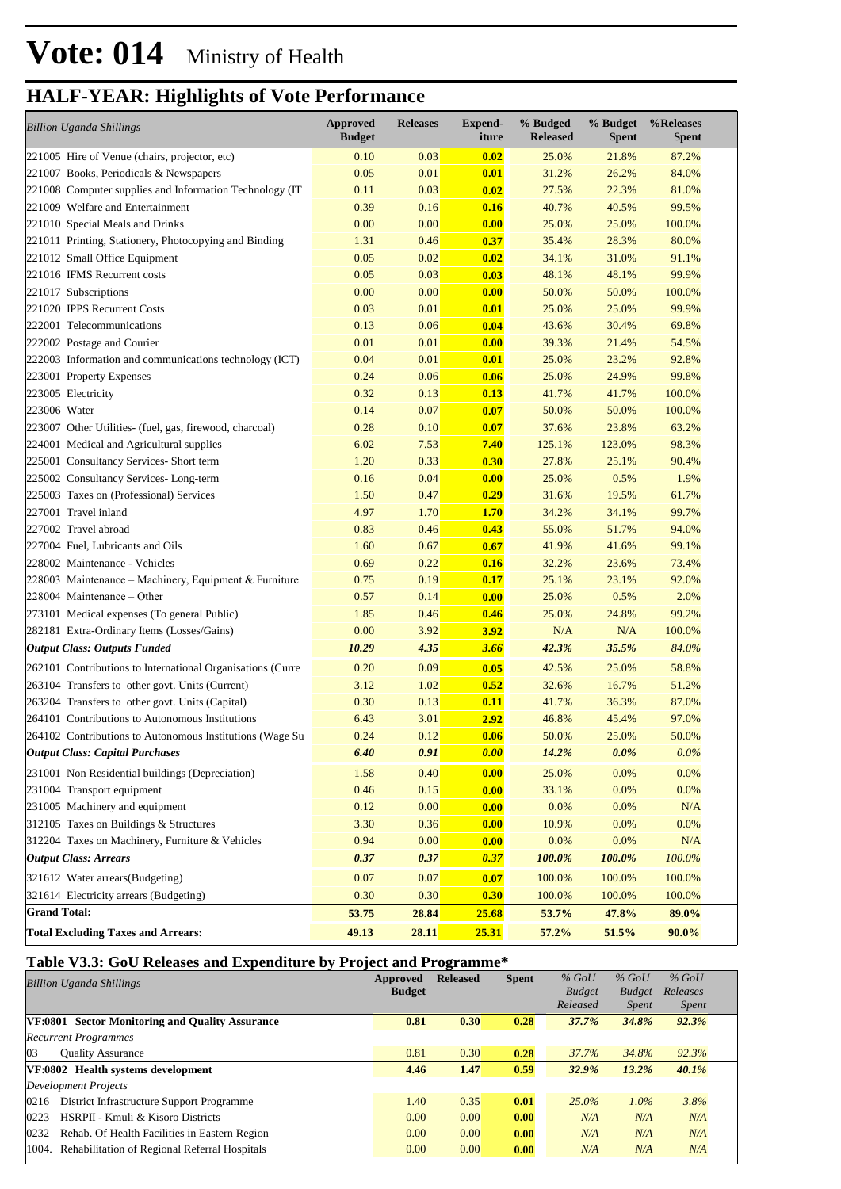# Vote: 014 Ministry of Health

## HALF-YEAR: Highlights of Vote Performance

| *Billion Uganda Shillings* | Approved Budget | Releases | Expend-iture | % Budged Released | % Budget Spent | %Releases Spent |
|---|---|---|---|---|---|---|
| 221005 Hire of Venue (chairs, projector, etc) | 0.10 | 0.03 | **0.02** | 25.0% | 21.8% | 87.2% |
| 221007 Books, Periodicals & Newspapers | 0.05 | 0.01 | **0.01** | 31.2% | 26.2% | 84.0% |
| 221008 Computer supplies and Information Technology (IT | 0.11 | 0.03 | **0.02** | 27.5% | 22.3% | 81.0% |
| 221009 Welfare and Entertainment | 0.39 | 0.16 | **0.16** | 40.7% | 40.5% | 99.5% |
| 221010 Special Meals and Drinks | 0.00 | 0.00 | **0.00** | 25.0% | 25.0% | 100.0% |
| 221011 Printing, Stationery, Photocopying and Binding | 1.31 | 0.46 | **0.37** | 35.4% | 28.3% | 80.0% |
| 221012 Small Office Equipment | 0.05 | 0.02 | **0.02** | 34.1% | 31.0% | 91.1% |
| 221016 IFMS Recurrent costs | 0.05 | 0.03 | **0.03** | 48.1% | 48.1% | 99.9% |
| 221017 Subscriptions | 0.00 | 0.00 | **0.00** | 50.0% | 50.0% | 100.0% |
| 221020 IPPS Recurrent Costs | 0.03 | 0.01 | **0.01** | 25.0% | 25.0% | 99.9% |
| 222001 Telecommunications | 0.13 | 0.06 | **0.04** | 43.6% | 30.4% | 69.8% |
| 222002 Postage and Courier | 0.01 | 0.01 | **0.00** | 39.3% | 21.4% | 54.5% |
| 222003 Information and communications technology (ICT) | 0.04 | 0.01 | **0.01** | 25.0% | 23.2% | 92.8% |
| 223001 Property Expenses | 0.24 | 0.06 | **0.06** | 25.0% | 24.9% | 99.8% |
| 223005 Electricity | 0.32 | 0.13 | **0.13** | 41.7% | 41.7% | 100.0% |
| 223006 Water | 0.14 | 0.07 | **0.07** | 50.0% | 50.0% | 100.0% |
| 223007 Other Utilities- (fuel, gas, firewood, charcoal) | 0.28 | 0.10 | **0.07** | 37.6% | 23.8% | 63.2% |
| 224001 Medical and Agricultural supplies | 6.02 | 7.53 | **7.40** | 125.1% | 123.0% | 98.3% |
| 225001 Consultancy Services- Short term | 1.20 | 0.33 | **0.30** | 27.8% | 25.1% | 90.4% |
| 225002 Consultancy Services- Long-term | 0.16 | 0.04 | **0.00** | 25.0% | 0.5% | 1.9% |
| 225003 Taxes on (Professional) Services | 1.50 | 0.47 | **0.29** | 31.6% | 19.5% | 61.7% |
| 227001 Travel inland | 4.97 | 1.70 | **1.70** | 34.2% | 34.1% | 99.7% |
| 227002 Travel abroad | 0.83 | 0.46 | **0.43** | 55.0% | 51.7% | 94.0% |
| 227004 Fuel, Lubricants and Oils | 1.60 | 0.67 | **0.67** | 41.9% | 41.6% | 99.1% |
| 228002 Maintenance - Vehicles | 0.69 | 0.22 | **0.16** | 32.2% | 23.6% | 73.4% |
| 228003 Maintenance – Machinery, Equipment & Furniture | 0.75 | 0.19 | **0.17** | 25.1% | 23.1% | 92.0% |
| 228004 Maintenance – Other | 0.57 | 0.14 | **0.00** | 25.0% | 0.5% | 2.0% |
| 273101 Medical expenses (To general Public) | 1.85 | 0.46 | **0.46** | 25.0% | 24.8% | 99.2% |
| 282181 Extra-Ordinary Items (Losses/Gains) | 0.00 | 3.92 | **3.92** | N/A | N/A | 100.0% |
| ***Output Class: Outputs Funded*** | ***10.29*** | ***4.35*** | ***3.66*** | ***42.3%*** | ***35.5%*** | *84.0%* |
| 262101 Contributions to International Organisations (Curre | 0.20 | 0.09 | **0.05** | 42.5% | 25.0% | 58.8% |
| 263104 Transfers to other govt. Units (Current) | 3.12 | 1.02 | **0.52** | 32.6% | 16.7% | 51.2% |
| 263204 Transfers to other govt. Units (Capital) | 0.30 | 0.13 | **0.11** | 41.7% | 36.3% | 87.0% |
| 264101 Contributions to Autonomous Institutions | 6.43 | 3.01 | **2.92** | 46.8% | 45.4% | 97.0% |
| 264102 Contributions to Autonomous Institutions (Wage Su | 0.24 | 0.12 | **0.06** | 50.0% | 25.0% | 50.0% |
| ***Output Class: Capital Purchases*** | ***6.40*** | ***0.91*** | ***0.00*** | ***14.2%*** | ***0.0%*** | *0.0%* |
| 231001 Non Residential buildings (Depreciation) | 1.58 | 0.40 | **0.00** | 25.0% | 0.0% | 0.0% |
| 231004 Transport equipment | 0.46 | 0.15 | **0.00** | 33.1% | 0.0% | 0.0% |
| 231005 Machinery and equipment | 0.12 | 0.00 | **0.00** | 0.0% | 0.0% | N/A |
| 312105 Taxes on Buildings & Structures | 3.30 | 0.36 | **0.00** | 10.9% | 0.0% | 0.0% |
| 312204 Taxes on Machinery, Furniture & Vehicles | 0.94 | 0.00 | **0.00** | 0.0% | 0.0% | N/A |
| ***Output Class: Arrears*** | ***0.37*** | ***0.37*** | ***0.37*** | ***100.0%*** | ***100.0%*** | *100.0%* |
| 321612 Water arrears(Budgeting) | 0.07 | 0.07 | **0.07** | 100.0% | 100.0% | 100.0% |
| 321614 Electricity arrears (Budgeting) | 0.30 | 0.30 | **0.30** | 100.0% | 100.0% | 100.0% |
| **Grand Total:** | **53.75** | **28.84** | **25.68** | **53.7%** | **47.8%** | **89.0%** |
| **Total Excluding Taxes and Arrears:** | **49.13** | **28.11** | **25.31** | **57.2%** | **51.5%** | **90.0%** |

### Table V3.3: GoU Releases and Expenditure by Project and Programme*

| *Billion Uganda Shillings* | Approved Budget | Released | Spent | *% GoU Budget Released* | *% GoU Budget Spent* | *% GoU Releases Spent* |
|---|---|---|---|---|---|---|
| **VF:0801 Sector Monitoring and Quality Assurance** | **0.81** | **0.30** | **0.28** | ***37.7%*** | ***34.8%*** | ***92.3%*** |
| *Recurrent Programmes* | | | | | | |
| 03 Quality Assurance | 0.81 | 0.30 | **0.28** | *37.7%* | *34.8%* | *92.3%* |
| **VF:0802 Health systems development** | **4.46** | **1.47** | **0.59** | ***32.9%*** | ***13.2%*** | ***40.1%*** |
| *Development Projects* | | | | | | |
| 0216 District Infrastructure Support Programme | 1.40 | 0.35 | **0.01** | *25.0%* | *1.0%* | *3.8%* |
| 0223 HSRPII - Kmuli & Kisoro Districts | 0.00 | 0.00 | **0.00** | *N/A* | *N/A* | *N/A* |
| 0232 Rehab. Of Health Facilities in Eastern Region | 0.00 | 0.00 | **0.00** | *N/A* | *N/A* | *N/A* |
| 1004. Rehabilitation of Regional Referral Hospitals | 0.00 | 0.00 | **0.00** | *N/A* | *N/A* | *N/A* |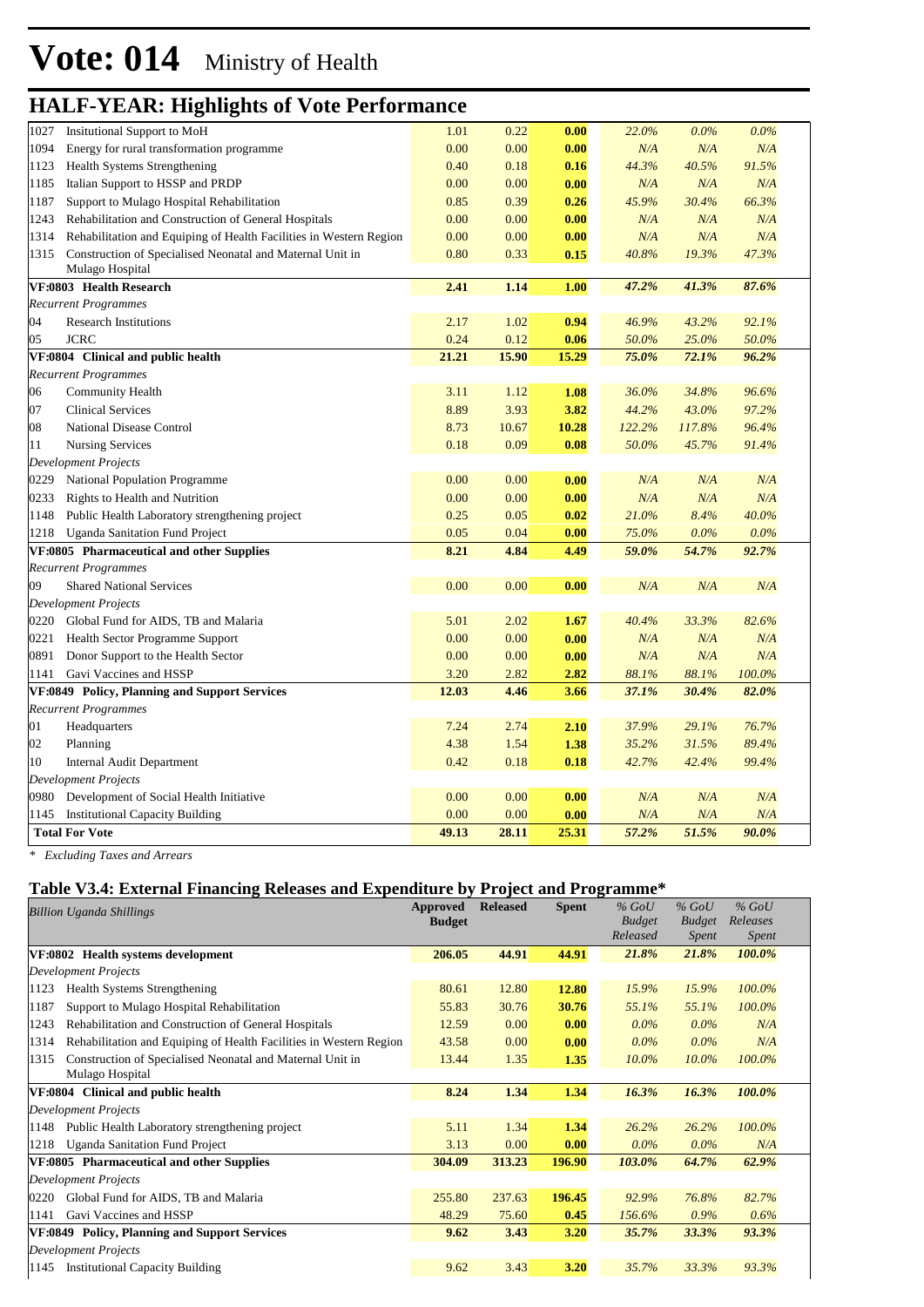# Vote: 014 Ministry of Health

## HALF-YEAR: Highlights of Vote Performance

| | | | | | | | |
|---|---|---|---|---|---|---|---|
| 1027 | Insitutional Support to MoH | 1.01 | 0.22 | **0.00** | *22.0%* | *0.0%* | *0.0%* |
| 1094 | Energy for rural transformation programme | 0.00 | 0.00 | **0.00** | *N/A* | *N/A* | *N/A* |
| 1123 | Health Systems Strengthening | 0.40 | 0.18 | **0.16** | *44.3%* | *40.5%* | *91.5%* |
| 1185 | Italian Support to HSSP and PRDP | 0.00 | 0.00 | **0.00** | *N/A* | *N/A* | *N/A* |
| 1187 | Support to Mulago Hospital Rehabilitation | 0.85 | 0.39 | **0.26** | *45.9%* | *30.4%* | *66.3%* |
| 1243 | Rehabilitation and Construction of General Hospitals | 0.00 | 0.00 | **0.00** | *N/A* | *N/A* | *N/A* |
| 1314 | Rehabilitation and Equiping of Health Facilities in Western Region | 0.00 | 0.00 | **0.00** | *N/A* | *N/A* | *N/A* |
| 1315 | Construction of Specialised Neonatal and Maternal Unit in Mulago Hospital | 0.80 | 0.33 | **0.15** | *40.8%* | *19.3%* | *47.3%* |
| **VF:0803 Health Research** | | **2.41** | **1.14** | **1.00** | ***47.2%*** | ***41.3%*** | ***87.6%*** |
| *Recurrent Programmes* | | | | | | | |
| 04 | Research Institutions | 2.17 | 1.02 | **0.94** | *46.9%* | *43.2%* | *92.1%* |
| 05 | JCRC | 0.24 | 0.12 | **0.06** | *50.0%* | *25.0%* | *50.0%* |
| **VF:0804 Clinical and public health** | | **21.21** | **15.90** | **15.29** | ***75.0%*** | ***72.1%*** | ***96.2%*** |
| *Recurrent Programmes* | | | | | | | |
| 06 | Community Health | 3.11 | 1.12 | **1.08** | *36.0%* | *34.8%* | *96.6%* |
| 07 | Clinical Services | 8.89 | 3.93 | **3.82** | *44.2%* | *43.0%* | *97.2%* |
| 08 | National Disease Control | 8.73 | 10.67 | **10.28** | *122.2%* | *117.8%* | *96.4%* |
| 11 | Nursing Services | 0.18 | 0.09 | **0.08** | *50.0%* | *45.7%* | *91.4%* |
| *Development Projects* | | | | | | | |
| 0229 | National Population Programme | 0.00 | 0.00 | **0.00** | *N/A* | *N/A* | *N/A* |
| 0233 | Rights to Health and Nutrition | 0.00 | 0.00 | **0.00** | *N/A* | *N/A* | *N/A* |
| 1148 | Public Health Laboratory strengthening project | 0.25 | 0.05 | **0.02** | *21.0%* | *8.4%* | *40.0%* |
| 1218 | Uganda Sanitation Fund Project | 0.05 | 0.04 | **0.00** | *75.0%* | *0.0%* | *0.0%* |
| **VF:0805 Pharmaceutical and other Supplies** | | **8.21** | **4.84** | **4.49** | ***59.0%*** | ***54.7%*** | ***92.7%*** |
| *Recurrent Programmes* | | | | | | | |
| 09 | Shared National Services | 0.00 | 0.00 | **0.00** | *N/A* | *N/A* | *N/A* |
| *Development Projects* | | | | | | | |
| 0220 | Global Fund for AIDS, TB and Malaria | 5.01 | 2.02 | **1.67** | *40.4%* | *33.3%* | *82.6%* |
| 0221 | Health Sector Programme Support | 0.00 | 0.00 | **0.00** | *N/A* | *N/A* | *N/A* |
| 0891 | Donor Support to the Health Sector | 0.00 | 0.00 | **0.00** | *N/A* | *N/A* | *N/A* |
| 1141 | Gavi Vaccines and HSSP | 3.20 | 2.82 | **2.82** | *88.1%* | *88.1%* | *100.0%* |
| **VF:0849 Policy, Planning and Support Services** | | **12.03** | **4.46** | **3.66** | ***37.1%*** | ***30.4%*** | ***82.0%*** |
| *Recurrent Programmes* | | | | | | | |
| 01 | Headquarters | 7.24 | 2.74 | **2.10** | *37.9%* | *29.1%* | *76.7%* |
| 02 | Planning | 4.38 | 1.54 | **1.38** | *35.2%* | *31.5%* | *89.4%* |
| 10 | Internal Audit Department | 0.42 | 0.18 | **0.18** | *42.7%* | *42.4%* | *99.4%* |
| *Development Projects* | | | | | | | |
| 0980 | Development of Social Health Initiative | 0.00 | 0.00 | **0.00** | *N/A* | *N/A* | *N/A* |
| 1145 | Institutional Capacity Building | 0.00 | 0.00 | **0.00** | *N/A* | *N/A* | *N/A* |
| **Total For Vote** | | **49.13** | **28.11** | **25.31** | ***57.2%*** | ***51.5%*** | ***90.0%*** |

*\* Excluding Taxes and Arrears*

### Table V3.4: External Financing Releases and Expenditure by Project and Programme*

| *Billion Uganda Shillings* | | **Approved Budget** | **Released** | **Spent** | *% GoU Budget Released* | *% GoU Budget Spent* | *% GoU Releases Spent* |
|---|---|---|---|---|---|---|---|
| **VF:0802 Health systems development** | | **206.05** | **44.91** | **44.91** | ***21.8%*** | ***21.8%*** | ***100.0%*** |
| *Development Projects* | | | | | | | |
| 1123 | Health Systems Strengthening | 80.61 | 12.80 | **12.80** | *15.9%* | *15.9%* | *100.0%* |
| 1187 | Support to Mulago Hospital Rehabilitation | 55.83 | 30.76 | **30.76** | *55.1%* | *55.1%* | *100.0%* |
| 1243 | Rehabilitation and Construction of General Hospitals | 12.59 | 0.00 | **0.00** | *0.0%* | *0.0%* | *N/A* |
| 1314 | Rehabilitation and Equiping of Health Facilities in Western Region | 43.58 | 0.00 | **0.00** | *0.0%* | *0.0%* | *N/A* |
| 1315 | Construction of Specialised Neonatal and Maternal Unit in Mulago Hospital | 13.44 | 1.35 | **1.35** | *10.0%* | *10.0%* | *100.0%* |
| **VF:0804 Clinical and public health** | | **8.24** | **1.34** | **1.34** | ***16.3%*** | ***16.3%*** | ***100.0%*** |
| *Development Projects* | | | | | | | |
| 1148 | Public Health Laboratory strengthening project | 5.11 | 1.34 | **1.34** | *26.2%* | *26.2%* | *100.0%* |
| 1218 | Uganda Sanitation Fund Project | 3.13 | 0.00 | **0.00** | *0.0%* | *0.0%* | *N/A* |
| **VF:0805 Pharmaceutical and other Supplies** | | **304.09** | **313.23** | **196.90** | ***103.0%*** | ***64.7%*** | ***62.9%*** |
| *Development Projects* | | | | | | | |
| 0220 | Global Fund for AIDS, TB and Malaria | 255.80 | 237.63 | **196.45** | *92.9%* | *76.8%* | *82.7%* |
| 1141 | Gavi Vaccines and HSSP | 48.29 | 75.60 | **0.45** | *156.6%* | *0.9%* | *0.6%* |
| **VF:0849 Policy, Planning and Support Services** | | **9.62** | **3.43** | **3.20** | ***35.7%*** | ***33.3%*** | ***93.3%*** |
| *Development Projects* | | | | | | | |
| 1145 | Institutional Capacity Building | 9.62 | 3.43 | **3.20** | *35.7%* | *33.3%* | *93.3%* |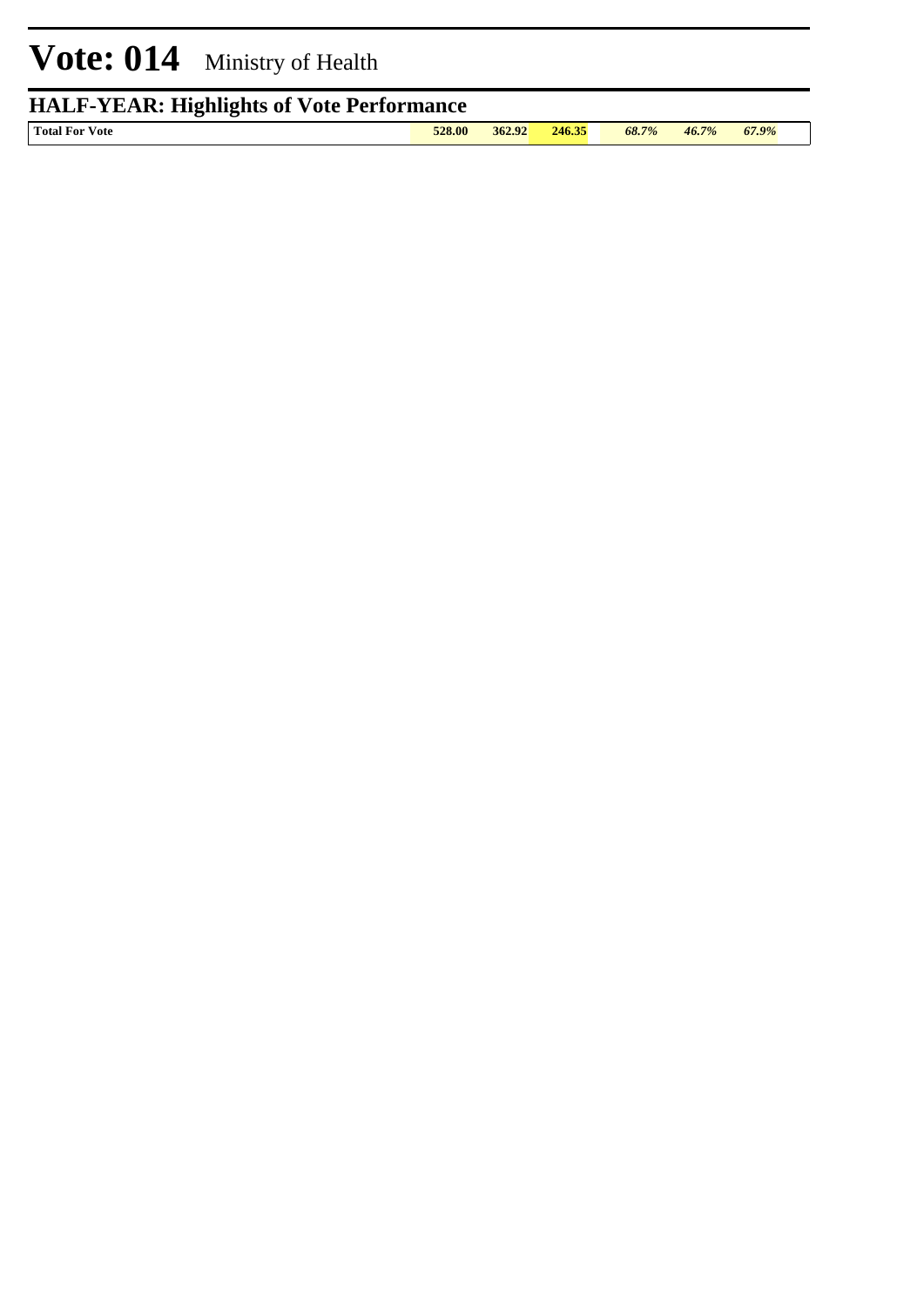# Vote: 014 Ministry of Health

## HALF-YEAR: Highlights of Vote Performance

| | | | | | | |
|---|---|---|---|---|---|---|
| **Total For Vote** | **528.00** | **362.92** | **246.35** | ***68.7%*** | ***46.7%*** | ***67.9%*** |